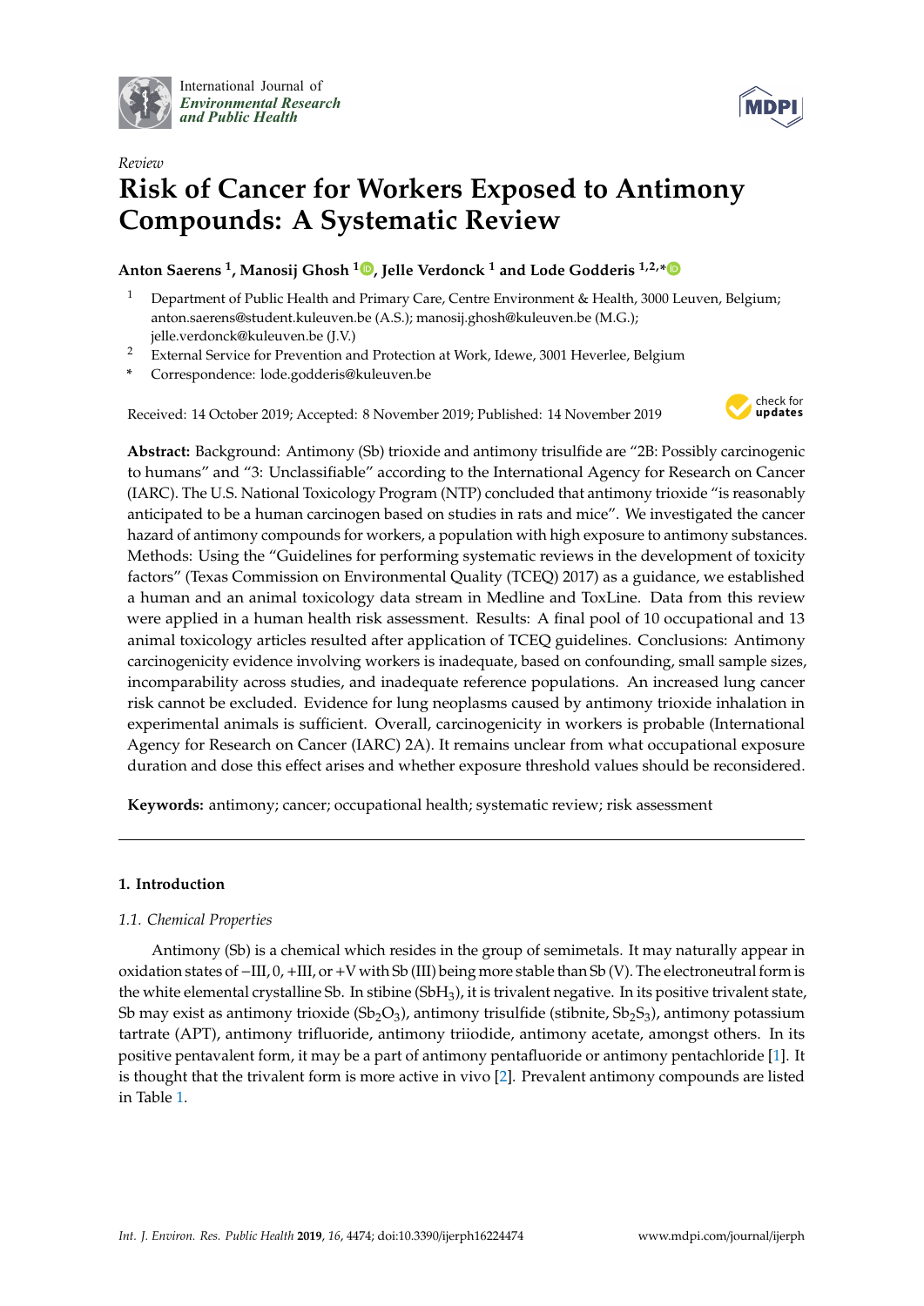*Review*

# Risk of Cancer for Workers Exposed to Antimony Compounds: A Systematic Review

**Anton Saerens [1], Manosij Ghosh [1], Jelle Verdonck [1] and Lode Godderis [1,2,*]**

[1] Department of Public Health and Primary Care, Centre Environment & Health, 3000 Leuven, Belgium; anton.saerens@student.kuleuven.be (A.S.); manosij.ghosh@kuleuven.be (M.G.); jelle.verdonck@kuleuven.be (J.V.)

[2] External Service for Prevention and Protection at Work, Idewe, 3001 Heverlee, Belgium

\* Correspondence: lode.godderis@kuleuven.be

Received: 14 October 2019; Accepted: 8 November 2019; Published: 14 November 2019

**Abstract:** Background: Antimony (Sb) trioxide and antimony trisulfide are "2B: Possibly carcinogenic to humans" and "3: Unclassifiable" according to the International Agency for Research on Cancer (IARC). The U.S. National Toxicology Program (NTP) concluded that antimony trioxide "is reasonably anticipated to be a human carcinogen based on studies in rats and mice". We investigated the cancer hazard of antimony compounds for workers, a population with high exposure to antimony substances. Methods: Using the "Guidelines for performing systematic reviews in the development of toxicity factors" (Texas Commission on Environmental Quality (TCEQ) 2017) as a guidance, we established a human and an animal toxicology data stream in Medline and ToxLine. Data from this review were applied in a human health risk assessment. Results: A final pool of 10 occupational and 13 animal toxicology articles resulted after application of TCEQ guidelines. Conclusions: Antimony carcinogenicity evidence involving workers is inadequate, based on confounding, small sample sizes, incomparability across studies, and inadequate reference populations. An increased lung cancer risk cannot be excluded. Evidence for lung neoplasms caused by antimony trioxide inhalation in experimental animals is sufficient. Overall, carcinogenicity in workers is probable (International Agency for Research on Cancer (IARC) 2A). It remains unclear from what occupational exposure duration and dose this effect arises and whether exposure threshold values should be reconsidered.

**Keywords:** antimony; cancer; occupational health; systematic review; risk assessment

## 1. Introduction

### *1.1. Chemical Properties*

Antimony (Sb) is a chemical which resides in the group of semimetals. It may naturally appear in oxidation states of −III, 0, +III, or +V with Sb (III) being more stable than Sb (V). The electroneutral form is the white elemental crystalline Sb. In stibine ($SbH_3$), it is trivalent negative. In its positive trivalent state, Sb may exist as antimony trioxide ($Sb_2O_3$), antimony trisulfide (stibnite, $Sb_2S_3$), antimony potassium tartrate (APT), antimony trifluoride, antimony triiodide, antimony acetate, amongst others. In its positive pentavalent form, it may be a part of antimony pentafluoride or antimony pentachloride [1]. It is thought that the trivalent form is more active in vivo [2]. Prevalent antimony compounds are listed in Table 1.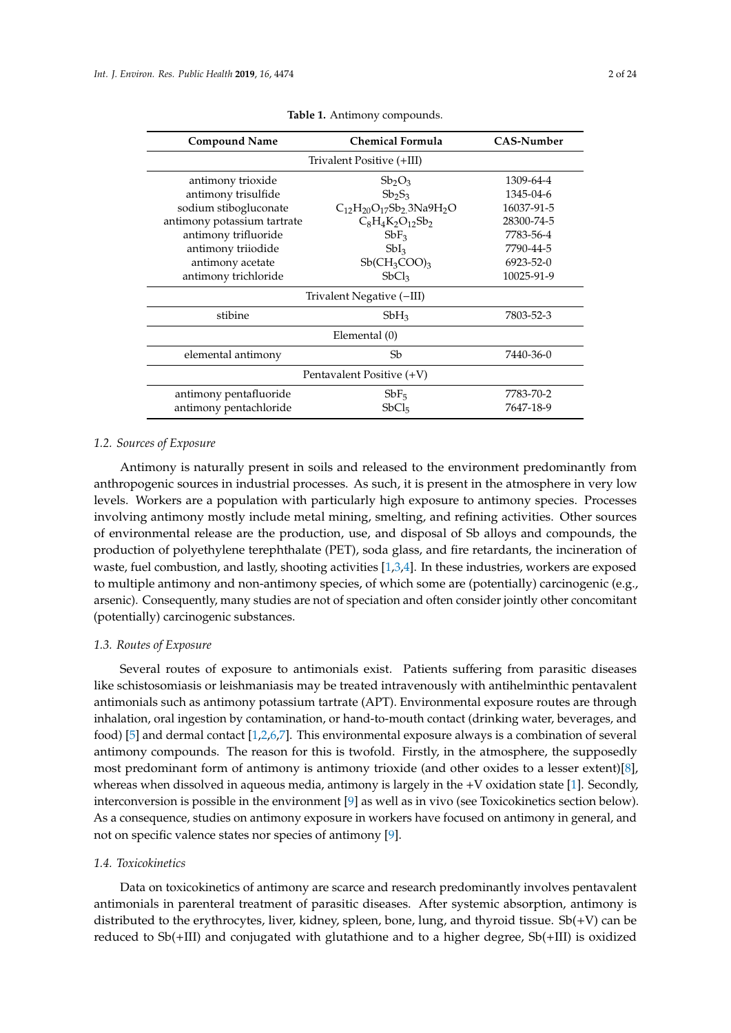**Table 1.** Antimony compounds.

| Compound Name | Chemical Formula | CAS-Number |
|---|---|---|
| Trivalent Positive (+III) | | |
| antimony trioxide | $Sb_2O_3$ | 1309-64-4 |
| antimony trisulfide | $Sb_2S_3$ | 1345-04-6 |
| sodium stibogluconate | $C_{12}H_{20}O_{17}Sb_2.3Na9H_2O$ | 16037-91-5 |
| antimony potassium tartrate | $C_8H_4K_2O_{12}Sb_2$ | 28300-74-5 |
| antimony trifluoride | $SbF_3$ | 7783-56-4 |
| antimony triiodide | $SbI_3$ | 7790-44-5 |
| antimony acetate | $Sb(CH_3COO)_3$ | 6923-52-0 |
| antimony trichloride | $SbCl_3$ | 10025-91-9 |
| Trivalent Negative (−III) | | |
| stibine | $SbH_3$ | 7803-52-3 |
| Elemental (0) | | |
| elemental antimony | Sb | 7440-36-0 |
| Pentavalent Positive (+V) | | |
| antimony pentafluoride | $SbF_5$ | 7783-70-2 |
| antimony pentachloride | $SbCl_5$ | 7647-18-9 |

### 1.2. Sources of Exposure

Antimony is naturally present in soils and released to the environment predominantly from anthropogenic sources in industrial processes. As such, it is present in the atmosphere in very low levels. Workers are a population with particularly high exposure to antimony species. Processes involving antimony mostly include metal mining, smelting, and refining activities. Other sources of environmental release are the production, use, and disposal of Sb alloys and compounds, the production of polyethylene terephthalate (PET), soda glass, and fire retardants, the incineration of waste, fuel combustion, and lastly, shooting activities [1,3,4]. In these industries, workers are exposed to multiple antimony and non-antimony species, of which some are (potentially) carcinogenic (e.g., arsenic). Consequently, many studies are not of speciation and often consider jointly other concomitant (potentially) carcinogenic substances.

### 1.3. Routes of Exposure

Several routes of exposure to antimonials exist. Patients suffering from parasitic diseases like schistosomiasis or leishmaniasis may be treated intravenously with antihelminthic pentavalent antimonials such as antimony potassium tartrate (APT). Environmental exposure routes are through inhalation, oral ingestion by contamination, or hand-to-mouth contact (drinking water, beverages, and food) [5] and dermal contact [1,2,6,7]. This environmental exposure always is a combination of several antimony compounds. The reason for this is twofold. Firstly, in the atmosphere, the supposedly most predominant form of antimony is antimony trioxide (and other oxides to a lesser extent)[8], whereas when dissolved in aqueous media, antimony is largely in the +V oxidation state [1]. Secondly, interconversion is possible in the environment [9] as well as in vivo (see Toxicokinetics section below). As a consequence, studies on antimony exposure in workers have focused on antimony in general, and not on specific valence states nor species of antimony [9].

### 1.4. Toxicokinetics

Data on toxicokinetics of antimony are scarce and research predominantly involves pentavalent antimonials in parenteral treatment of parasitic diseases. After systemic absorption, antimony is distributed to the erythrocytes, liver, kidney, spleen, bone, lung, and thyroid tissue. Sb(+V) can be reduced to Sb(+III) and conjugated with glutathione and to a higher degree, Sb(+III) is oxidized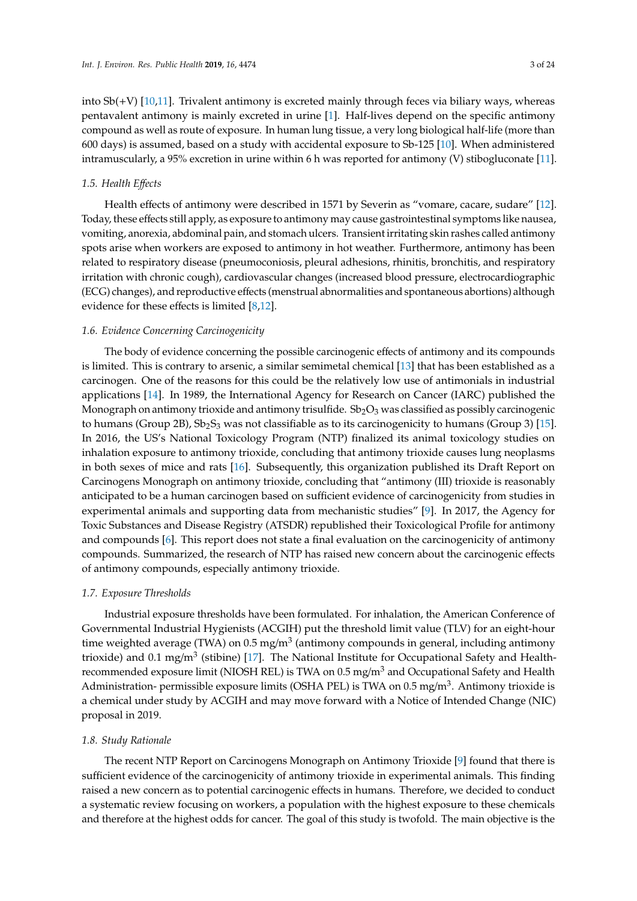into Sb(+V) [10,11]. Trivalent antimony is excreted mainly through feces via biliary ways, whereas pentavalent antimony is mainly excreted in urine [1]. Half-lives depend on the specific antimony compound as well as route of exposure. In human lung tissue, a very long biological half-life (more than 600 days) is assumed, based on a study with accidental exposure to Sb-125 [10]. When administered intramuscularly, a 95% excretion in urine within 6 h was reported for antimony (V) stibogluconate [11].

### *1.5. Health Effects*

Health effects of antimony were described in 1571 by Severin as "vomare, cacare, sudare" [12]. Today, these effects still apply, as exposure to antimony may cause gastrointestinal symptoms like nausea, vomiting, anorexia, abdominal pain, and stomach ulcers. Transient irritating skin rashes called antimony spots arise when workers are exposed to antimony in hot weather. Furthermore, antimony has been related to respiratory disease (pneumoconiosis, pleural adhesions, rhinitis, bronchitis, and respiratory irritation with chronic cough), cardiovascular changes (increased blood pressure, electrocardiographic (ECG) changes), and reproductive effects (menstrual abnormalities and spontaneous abortions) although evidence for these effects is limited [8,12].

### *1.6. Evidence Concerning Carcinogenicity*

The body of evidence concerning the possible carcinogenic effects of antimony and its compounds is limited. This is contrary to arsenic, a similar semimetal chemical [13] that has been established as a carcinogen. One of the reasons for this could be the relatively low use of antimonials in industrial applications [14]. In 1989, the International Agency for Research on Cancer (IARC) published the Monograph on antimony trioxide and antimony trisulfide. $Sb_2O_3$ was classified as possibly carcinogenic to humans (Group 2B), $Sb_2S_3$ was not classifiable as to its carcinogenicity to humans (Group 3) [15]. In 2016, the US's National Toxicology Program (NTP) finalized its animal toxicology studies on inhalation exposure to antimony trioxide, concluding that antimony trioxide causes lung neoplasms in both sexes of mice and rats [16]. Subsequently, this organization published its Draft Report on Carcinogens Monograph on antimony trioxide, concluding that "antimony (III) trioxide is reasonably anticipated to be a human carcinogen based on sufficient evidence of carcinogenicity from studies in experimental animals and supporting data from mechanistic studies" [9]. In 2017, the Agency for Toxic Substances and Disease Registry (ATSDR) republished their Toxicological Profile for antimony and compounds [6]. This report does not state a final evaluation on the carcinogenicity of antimony compounds. Summarized, the research of NTP has raised new concern about the carcinogenic effects of antimony compounds, especially antimony trioxide.

### *1.7. Exposure Thresholds*

Industrial exposure thresholds have been formulated. For inhalation, the American Conference of Governmental Industrial Hygienists (ACGIH) put the threshold limit value (TLV) for an eight-hour time weighted average (TWA) on 0.5 mg/m$^3$ (antimony compounds in general, including antimony trioxide) and 0.1 mg/m$^3$ (stibine) [17]. The National Institute for Occupational Safety and Health-recommended exposure limit (NIOSH REL) is TWA on 0.5 mg/m$^3$ and Occupational Safety and Health Administration- permissible exposure limits (OSHA PEL) is TWA on 0.5 mg/m$^3$. Antimony trioxide is a chemical under study by ACGIH and may move forward with a Notice of Intended Change (NIC) proposal in 2019.

### *1.8. Study Rationale*

The recent NTP Report on Carcinogens Monograph on Antimony Trioxide [9] found that there is sufficient evidence of the carcinogenicity of antimony trioxide in experimental animals. This finding raised a new concern as to potential carcinogenic effects in humans. Therefore, we decided to conduct a systematic review focusing on workers, a population with the highest exposure to these chemicals and therefore at the highest odds for cancer. The goal of this study is twofold. The main objective is the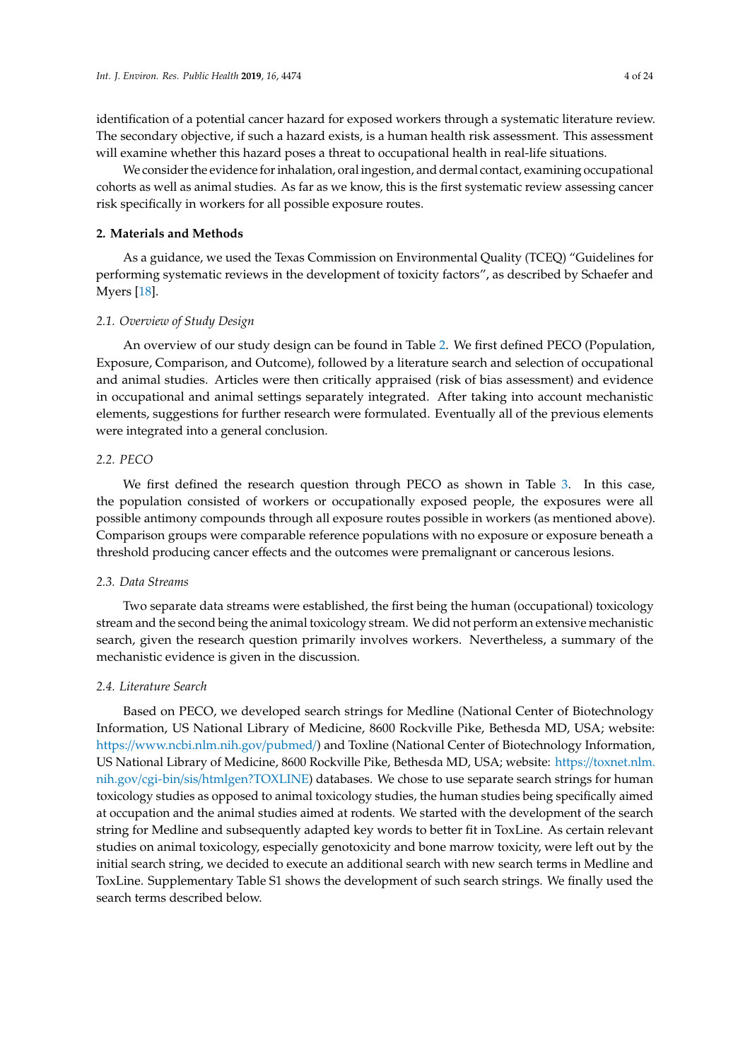identification of a potential cancer hazard for exposed workers through a systematic literature review. The secondary objective, if such a hazard exists, is a human health risk assessment. This assessment will examine whether this hazard poses a threat to occupational health in real-life situations.

We consider the evidence for inhalation, oral ingestion, and dermal contact, examining occupational cohorts as well as animal studies. As far as we know, this is the first systematic review assessing cancer risk specifically in workers for all possible exposure routes.

## 2. Materials and Methods

As a guidance, we used the Texas Commission on Environmental Quality (TCEQ) "Guidelines for performing systematic reviews in the development of toxicity factors", as described by Schaefer and Myers [18].

### 2.1. Overview of Study Design

An overview of our study design can be found in Table 2. We first defined PECO (Population, Exposure, Comparison, and Outcome), followed by a literature search and selection of occupational and animal studies. Articles were then critically appraised (risk of bias assessment) and evidence in occupational and animal settings separately integrated. After taking into account mechanistic elements, suggestions for further research were formulated. Eventually all of the previous elements were integrated into a general conclusion.

### 2.2. PECO

We first defined the research question through PECO as shown in Table 3. In this case, the population consisted of workers or occupationally exposed people, the exposures were all possible antimony compounds through all exposure routes possible in workers (as mentioned above). Comparison groups were comparable reference populations with no exposure or exposure beneath a threshold producing cancer effects and the outcomes were premalignant or cancerous lesions.

### 2.3. Data Streams

Two separate data streams were established, the first being the human (occupational) toxicology stream and the second being the animal toxicology stream. We did not perform an extensive mechanistic search, given the research question primarily involves workers. Nevertheless, a summary of the mechanistic evidence is given in the discussion.

### 2.4. Literature Search

Based on PECO, we developed search strings for Medline (National Center of Biotechnology Information, US National Library of Medicine, 8600 Rockville Pike, Bethesda MD, USA; website: https://www.ncbi.nlm.nih.gov/pubmed/) and Toxline (National Center of Biotechnology Information, US National Library of Medicine, 8600 Rockville Pike, Bethesda MD, USA; website: https://toxnet.nlm.nih.gov/cgi-bin/sis/htmlgen?TOXLINE) databases. We chose to use separate search strings for human toxicology studies as opposed to animal toxicology studies, the human studies being specifically aimed at occupation and the animal studies aimed at rodents. We started with the development of the search string for Medline and subsequently adapted key words to better fit in ToxLine. As certain relevant studies on animal toxicology, especially genotoxicity and bone marrow toxicity, were left out by the initial search string, we decided to execute an additional search with new search terms in Medline and ToxLine. Supplementary Table S1 shows the development of such search strings. We finally used the search terms described below.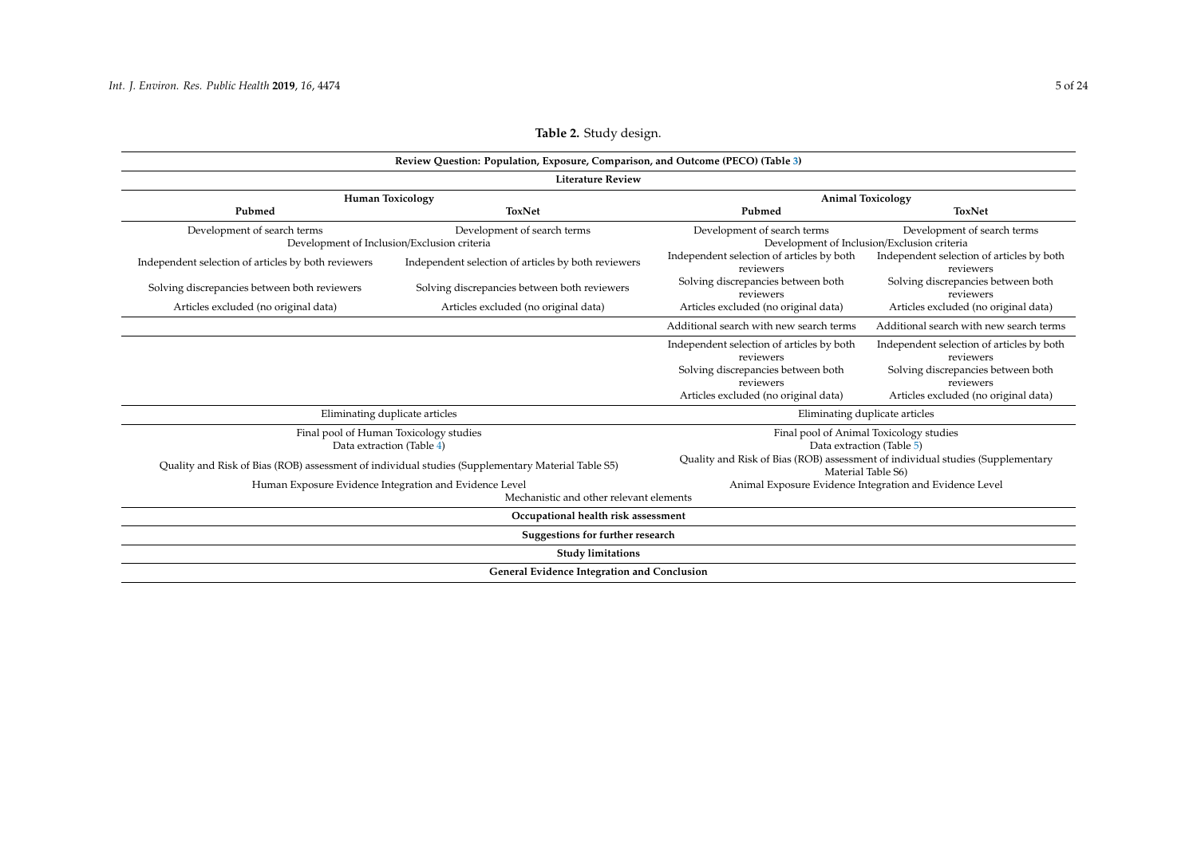**Table 2.** Study design.

| Review Question: Population, Exposure, Comparison, and Outcome (PECO) (Table 3) | | | |
|---|---|---|---|
| **Literature Review** | | | |
| **Human Toxicology** | | **Animal Toxicology** | |
| **Pubmed** | **ToxNet** | **Pubmed** | **ToxNet** |
| Development of search terms | Development of search terms | Development of search terms | Development of search terms |
| Development of Inclusion/Exclusion criteria | | Development of Inclusion/Exclusion criteria | |
| Independent selection of articles by both reviewers | Independent selection of articles by both reviewers | Independent selection of articles by both reviewers | Independent selection of articles by both reviewers |
| Solving discrepancies between both reviewers | Solving discrepancies between both reviewers | Solving discrepancies between both reviewers | Solving discrepancies between both reviewers |
| Articles excluded (no original data) | Articles excluded (no original data) | Articles excluded (no original data) | Articles excluded (no original data) |
| | | Additional search with new search terms | Additional search with new search terms |
| | | Independent selection of articles by both reviewers | Independent selection of articles by both reviewers |
| | | Solving discrepancies between both reviewers | Solving discrepancies between both reviewers |
| | | Articles excluded (no original data) | Articles excluded (no original data) |
| Eliminating duplicate articles | | Eliminating duplicate articles | |
| Final pool of Human Toxicology studies | | Final pool of Animal Toxicology studies | |
| Data extraction (Table 4) | | Data extraction (Table 5) | |
| Quality and Risk of Bias (ROB) assessment of individual studies (Supplementary Material Table S5) | | Quality and Risk of Bias (ROB) assessment of individual studies (Supplementary Material Table S6) | |
| Human Exposure Evidence Integration and Evidence Level | | Animal Exposure Evidence Integration and Evidence Level | |
| Mechanistic and other relevant elements | | | |
| **Occupational health risk assessment** | | | |
| **Suggestions for further research** | | | |
| **Study limitations** | | | |
| **General Evidence Integration and Conclusion** | | | |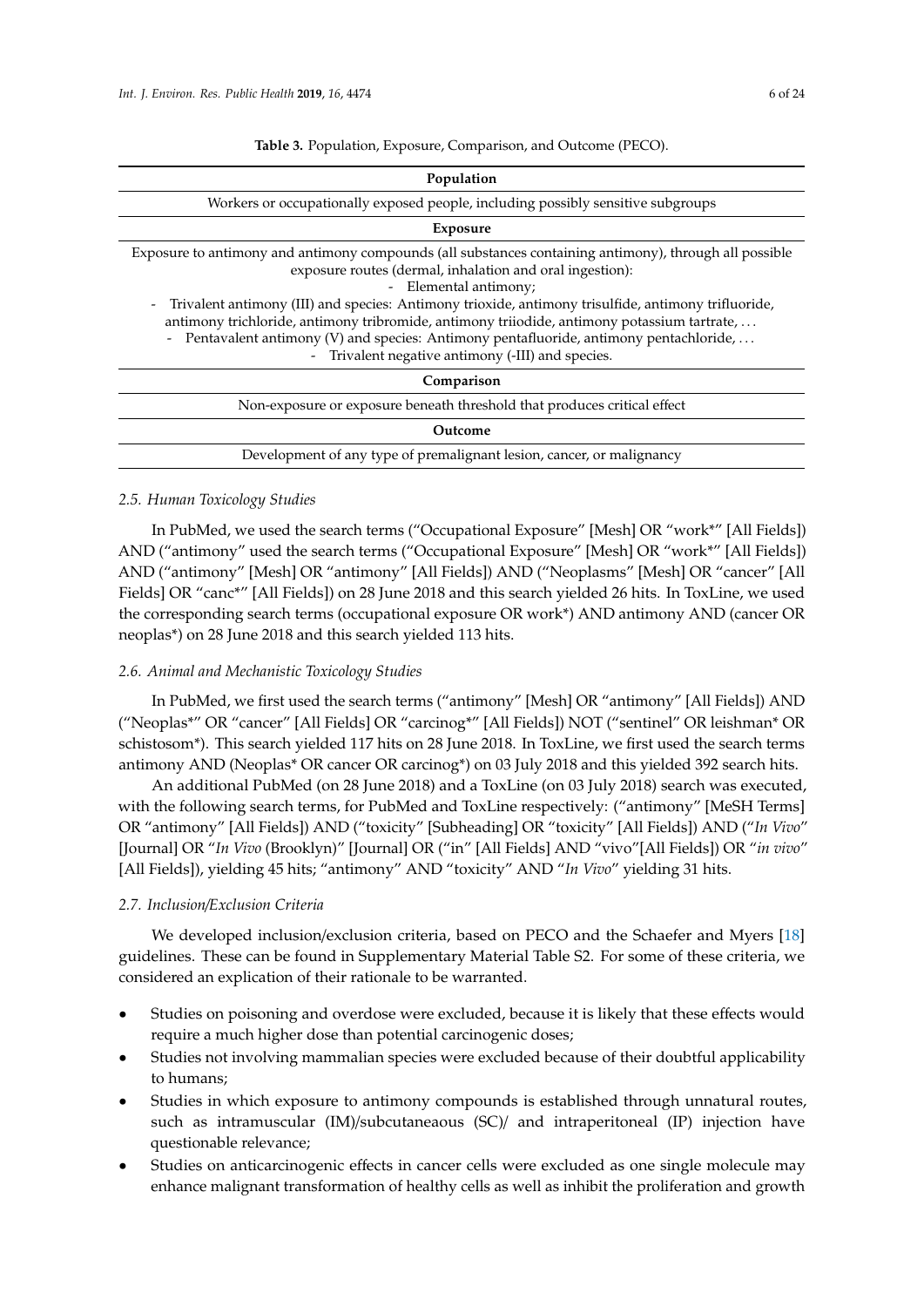**Table 3.** Population, Exposure, Comparison, and Outcome (PECO).

| Population |
| --- |
| Workers or occupationally exposed people, including possibly sensitive subgroups |
| **Exposure** |
| Exposure to antimony and antimony compounds (all substances containing antimony), through all possible exposure routes (dermal, inhalation and oral ingestion): <br> - Elemental antimony; <br> - Trivalent antimony (III) and species: Antimony trioxide, antimony trisulfide, antimony trifluoride, antimony trichloride, antimony tribromide, antimony triiodide, antimony potassium tartrate, … <br> - Pentavalent antimony (V) and species: Antimony pentafluoride, antimony pentachloride, … <br> - Trivalent negative antimony (-III) and species. |
| **Comparison** |
| Non-exposure or exposure beneath threshold that produces critical effect |
| **Outcome** |
| Development of any type of premalignant lesion, cancer, or malignancy |

### *2.5. Human Toxicology Studies*

In PubMed, we used the search terms ("Occupational Exposure" [Mesh] OR "work*" [All Fields]) AND ("antimony" used the search terms ("Occupational Exposure" [Mesh] OR "work*" [All Fields]) AND ("antimony" [Mesh] OR "antimony" [All Fields]) AND ("Neoplasms" [Mesh] OR "cancer" [All Fields] OR "canc*" [All Fields]) on 28 June 2018 and this search yielded 26 hits. In ToxLine, we used the corresponding search terms (occupational exposure OR work*) AND antimony AND (cancer OR neoplas*) on 28 June 2018 and this search yielded 113 hits.

### *2.6. Animal and Mechanistic Toxicology Studies*

In PubMed, we first used the search terms ("antimony" [Mesh] OR "antimony" [All Fields]) AND ("Neoplas*" OR "cancer" [All Fields] OR "carcinog*" [All Fields]) NOT ("sentinel" OR leishman* OR schistosom*). This search yielded 117 hits on 28 June 2018. In ToxLine, we first used the search terms antimony AND (Neoplas* OR cancer OR carcinog*) on 03 July 2018 and this yielded 392 search hits.

An additional PubMed (on 28 June 2018) and a ToxLine (on 03 July 2018) search was executed, with the following search terms, for PubMed and ToxLine respectively: ("antimony" [MeSH Terms] OR "antimony" [All Fields]) AND ("toxicity" [Subheading] OR "toxicity" [All Fields]) AND ("*In Vivo*" [Journal] OR "*In Vivo* (Brooklyn)" [Journal] OR ("in" [All Fields] AND "vivo"[All Fields]) OR "*in vivo*" [All Fields]), yielding 45 hits; "antimony" AND "toxicity" AND "*In Vivo*" yielding 31 hits.

### *2.7. Inclusion/Exclusion Criteria*

We developed inclusion/exclusion criteria, based on PECO and the Schaefer and Myers [18] guidelines. These can be found in Supplementary Material Table S2. For some of these criteria, we considered an explication of their rationale to be warranted.

- Studies on poisoning and overdose were excluded, because it is likely that these effects would require a much higher dose than potential carcinogenic doses;
- Studies not involving mammalian species were excluded because of their doubtful applicability to humans;
- Studies in which exposure to antimony compounds is established through unnatural routes, such as intramuscular (IM)/subcutaneaous (SC)/ and intraperitoneal (IP) injection have questionable relevance;
- Studies on anticarcinogenic effects in cancer cells were excluded as one single molecule may enhance malignant transformation of healthy cells as well as inhibit the proliferation and growth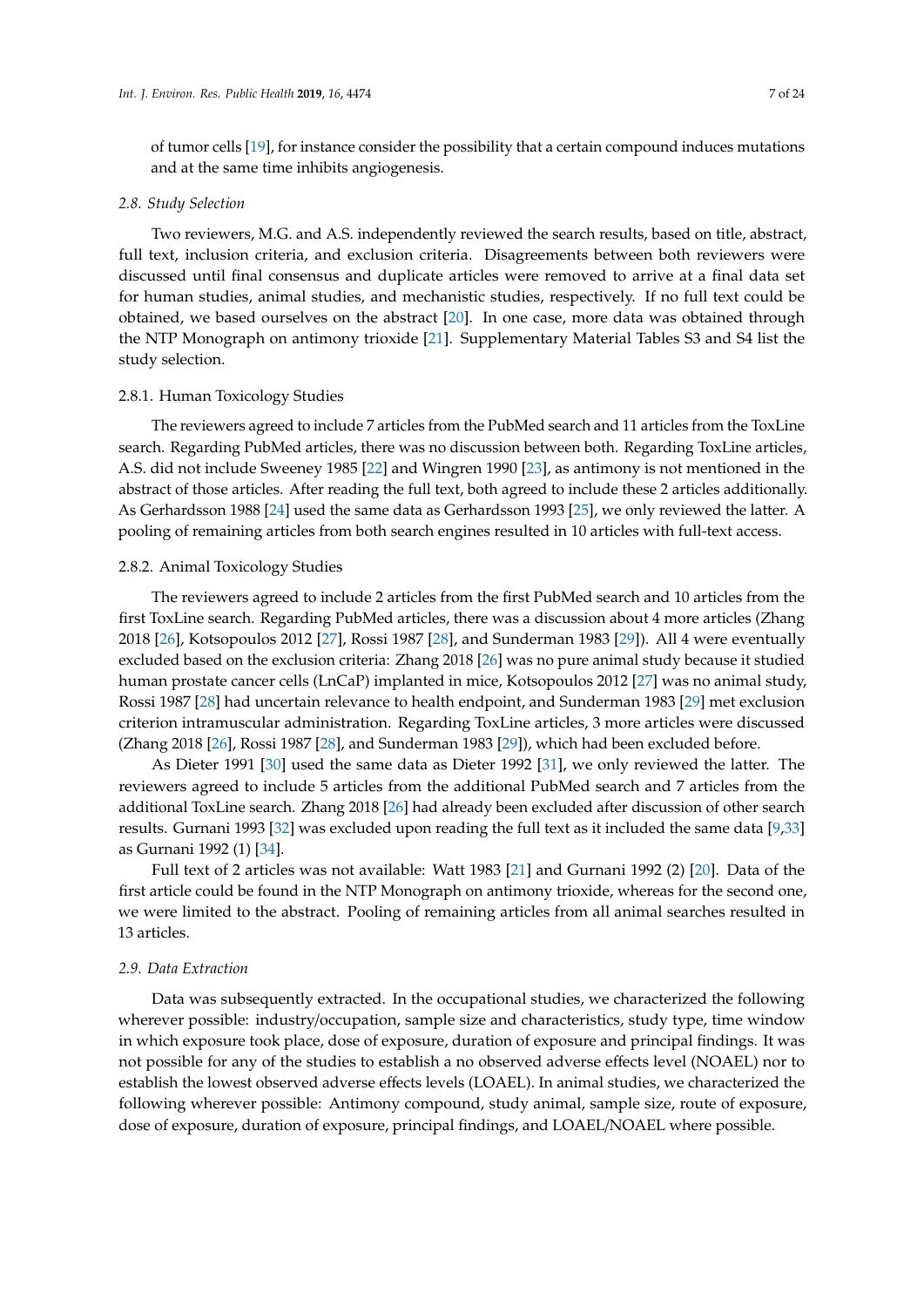of tumor cells [19], for instance consider the possibility that a certain compound induces mutations and at the same time inhibits angiogenesis.

### 2.8. Study Selection

Two reviewers, M.G. and A.S. independently reviewed the search results, based on title, abstract, full text, inclusion criteria, and exclusion criteria. Disagreements between both reviewers were discussed until final consensus and duplicate articles were removed to arrive at a final data set for human studies, animal studies, and mechanistic studies, respectively. If no full text could be obtained, we based ourselves on the abstract [20]. In one case, more data was obtained through the NTP Monograph on antimony trioxide [21]. Supplementary Material Tables S3 and S4 list the study selection.

#### 2.8.1. Human Toxicology Studies

The reviewers agreed to include 7 articles from the PubMed search and 11 articles from the ToxLine search. Regarding PubMed articles, there was no discussion between both. Regarding ToxLine articles, A.S. did not include Sweeney 1985 [22] and Wingren 1990 [23], as antimony is not mentioned in the abstract of those articles. After reading the full text, both agreed to include these 2 articles additionally. As Gerhardsson 1988 [24] used the same data as Gerhardsson 1993 [25], we only reviewed the latter. A pooling of remaining articles from both search engines resulted in 10 articles with full-text access.

#### 2.8.2. Animal Toxicology Studies

The reviewers agreed to include 2 articles from the first PubMed search and 10 articles from the first ToxLine search. Regarding PubMed articles, there was a discussion about 4 more articles (Zhang 2018 [26], Kotsopoulos 2012 [27], Rossi 1987 [28], and Sunderman 1983 [29]). All 4 were eventually excluded based on the exclusion criteria: Zhang 2018 [26] was no pure animal study because it studied human prostate cancer cells (LnCaP) implanted in mice, Kotsopoulos 2012 [27] was no animal study, Rossi 1987 [28] had uncertain relevance to health endpoint, and Sunderman 1983 [29] met exclusion criterion intramuscular administration. Regarding ToxLine articles, 3 more articles were discussed (Zhang 2018 [26], Rossi 1987 [28], and Sunderman 1983 [29]), which had been excluded before.

As Dieter 1991 [30] used the same data as Dieter 1992 [31], we only reviewed the latter. The reviewers agreed to include 5 articles from the additional PubMed search and 7 articles from the additional ToxLine search. Zhang 2018 [26] had already been excluded after discussion of other search results. Gurnani 1993 [32] was excluded upon reading the full text as it included the same data [9,33] as Gurnani 1992 (1) [34].

Full text of 2 articles was not available: Watt 1983 [21] and Gurnani 1992 (2) [20]. Data of the first article could be found in the NTP Monograph on antimony trioxide, whereas for the second one, we were limited to the abstract. Pooling of remaining articles from all animal searches resulted in 13 articles.

### 2.9. Data Extraction

Data was subsequently extracted. In the occupational studies, we characterized the following wherever possible: industry/occupation, sample size and characteristics, study type, time window in which exposure took place, dose of exposure, duration of exposure and principal findings. It was not possible for any of the studies to establish a no observed adverse effects level (NOAEL) nor to establish the lowest observed adverse effects levels (LOAEL). In animal studies, we characterized the following wherever possible: Antimony compound, study animal, sample size, route of exposure, dose of exposure, duration of exposure, principal findings, and LOAEL/NOAEL where possible.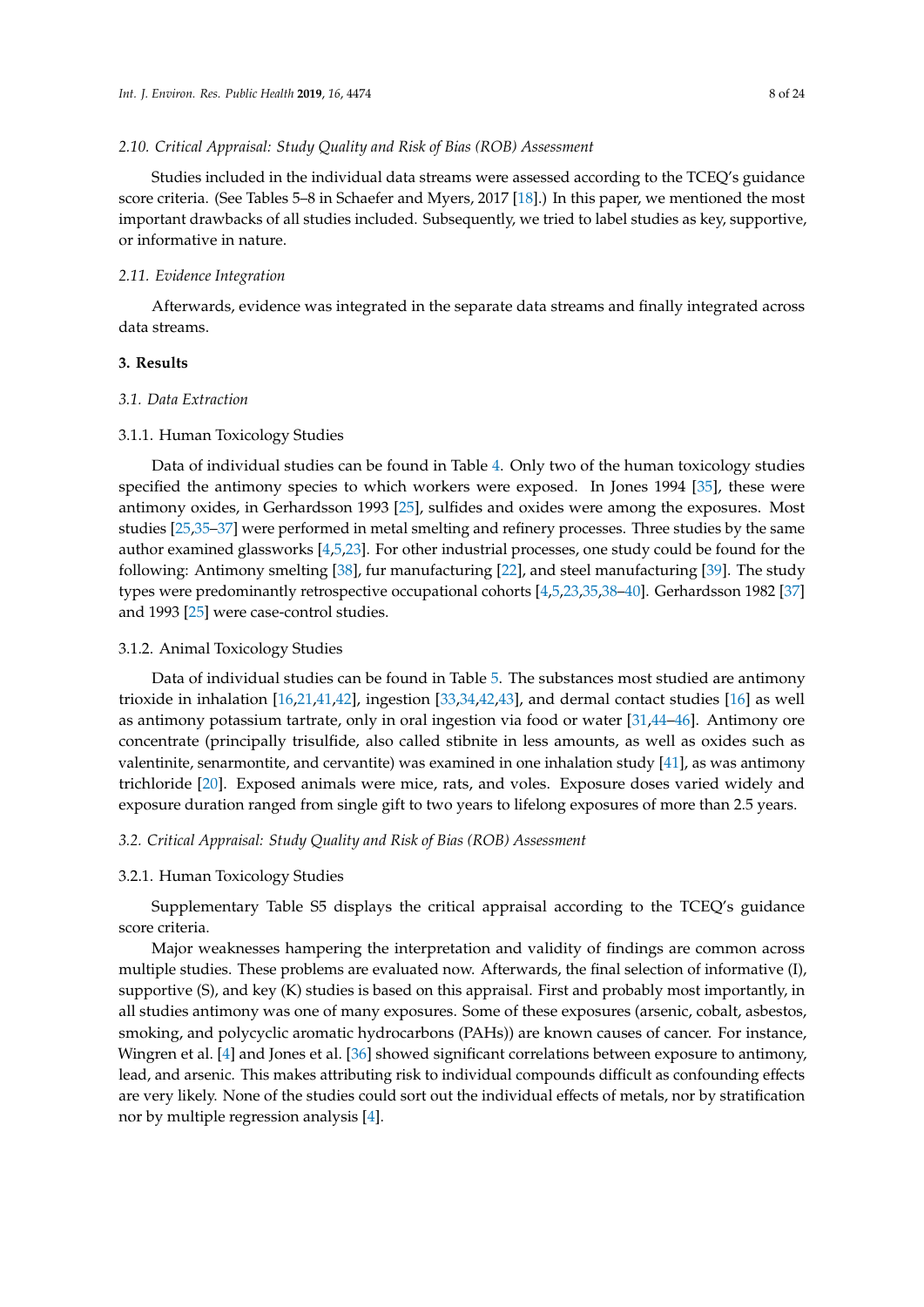### 2.10. Critical Appraisal: Study Quality and Risk of Bias (ROB) Assessment

Studies included in the individual data streams were assessed according to the TCEQ's guidance score criteria. (See Tables 5–8 in Schaefer and Myers, 2017 [18].) In this paper, we mentioned the most important drawbacks of all studies included. Subsequently, we tried to label studies as key, supportive, or informative in nature.

### 2.11. Evidence Integration

Afterwards, evidence was integrated in the separate data streams and finally integrated across data streams.

## 3. Results

### 3.1. Data Extraction

#### 3.1.1. Human Toxicology Studies

Data of individual studies can be found in Table 4. Only two of the human toxicology studies specified the antimony species to which workers were exposed. In Jones 1994 [35], these were antimony oxides, in Gerhardsson 1993 [25], sulfides and oxides were among the exposures. Most studies [25,35–37] were performed in metal smelting and refinery processes. Three studies by the same author examined glassworks [4,5,23]. For other industrial processes, one study could be found for the following: Antimony smelting [38], fur manufacturing [22], and steel manufacturing [39]. The study types were predominantly retrospective occupational cohorts [4,5,23,35,38–40]. Gerhardsson 1982 [37] and 1993 [25] were case-control studies.

#### 3.1.2. Animal Toxicology Studies

Data of individual studies can be found in Table 5. The substances most studied are antimony trioxide in inhalation [16,21,41,42], ingestion [33,34,42,43], and dermal contact studies [16] as well as antimony potassium tartrate, only in oral ingestion via food or water [31,44–46]. Antimony ore concentrate (principally trisulfide, also called stibnite in less amounts, as well as oxides such as valentinite, senarmontite, and cervantite) was examined in one inhalation study [41], as was antimony trichloride [20]. Exposed animals were mice, rats, and voles. Exposure doses varied widely and exposure duration ranged from single gift to two years to lifelong exposures of more than 2.5 years.

### 3.2. Critical Appraisal: Study Quality and Risk of Bias (ROB) Assessment

#### 3.2.1. Human Toxicology Studies

Supplementary Table S5 displays the critical appraisal according to the TCEQ's guidance score criteria.

Major weaknesses hampering the interpretation and validity of findings are common across multiple studies. These problems are evaluated now. Afterwards, the final selection of informative (I), supportive (S), and key (K) studies is based on this appraisal. First and probably most importantly, in all studies antimony was one of many exposures. Some of these exposures (arsenic, cobalt, asbestos, smoking, and polycyclic aromatic hydrocarbons (PAHs)) are known causes of cancer. For instance, Wingren et al. [4] and Jones et al. [36] showed significant correlations between exposure to antimony, lead, and arsenic. This makes attributing risk to individual compounds difficult as confounding effects are very likely. None of the studies could sort out the individual effects of metals, nor by stratification nor by multiple regression analysis [4].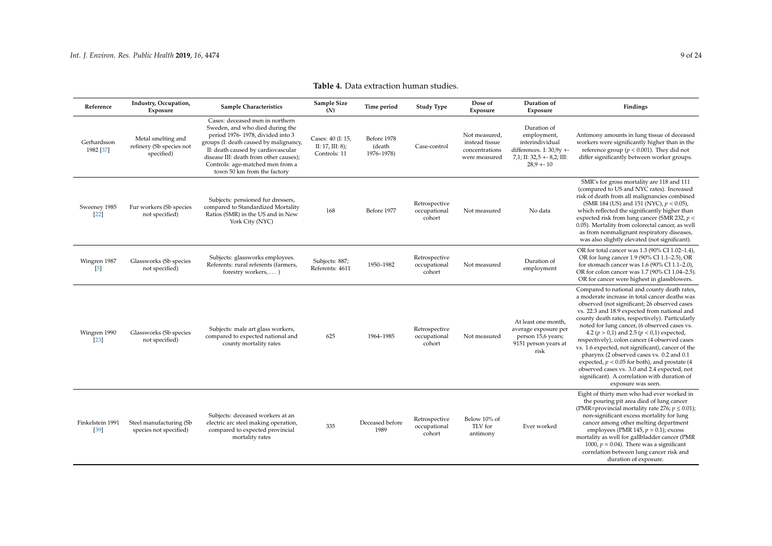**Table 4.** Data extraction human studies.

| Reference | Industry, Occupation, Exposure | Sample Characteristics | Sample Size (N) | Time period | Study Type | Dose of Exposure | Duration of Exposure | Findings |
|---|---|---|---|---|---|---|---|---|
| Gerhardsson 1982 [37] | Metal smelting and refinery (Sb species not specified) | Cases: deceased men in northern Sweden, and who died during the period 1976- 1978, divided into 3 groups (I: death caused by malignancy, II: death caused by cardiovascular disease III: death from other causes); Controls: age-matched men from a town 50 km from the factory | Cases: 40 (I: 15, II: 17, III: 8); Controls: 11 | Before 1978 (death 1976–1978) | Case-control | Not measured, instead tissue concentrations were measured | Duration of employment, interindividual differences. I: 30,9y +- 7,1; II: 32,5 +- 8,2; III: 28,9 +- 10 | Antimony amounts in lung tissue of deceased workers were significantly higher than in the reference group ($p < 0.001$). They did not differ significantly between worker groups. |
| Sweeney 1985 [22] | Fur workers (Sb species not specified) | Subjects: pensioned fur dressers, compared to Standardized Mortality Ratios (SMR) in the US and in New York City (NYC) | 168 | Before 1977 | Retrospective occupational cohort | Not measured | No data | SMR's for gross mortality are 118 and 111 (compared to US and NYC rates). Increased risk of death from all malignancies combined (SMR 184 (US) and 151 (NYC), $p < 0.05$), which reflected the significantly higher than expected risk from lung cancer (SMR 232, $p < 0.05$). Mortality from colorectal cancer, as well as from nonmalignant respiratory diseases, was also slightly elevated (not significant). |
| Wingren 1987 [5] | Glassworks (Sb species not specified) | Subjects: glassworks employees. Referents: rural referents (farmers, forestry workers, … ) | Subjects: 887; Referents: 4611 | 1950–1982 | Retrospective occupational cohort | Not measured | Duration of employment | OR for total cancer was 1.3 (90% CI 1.02–1.4), OR for lung cancer 1.9 (90% CI 1.1–2.5), OR for stomach cancer was 1.6 (90% CI 1.1–2.0), OR for colon cancer was 1.7 (90% CI 1.04–2.5). OR for cancer were highest in glassblowers. |
| Wingren 1990 [23] | Glassworks (Sb species not specified) | Subjects: male art glass workers, compared to expected national and county mortality rates | 625 | 1964–1985 | Retrospective occupational cohort | Not measured | At least one month, average exposure per person 15,6 years; 9151 person years at risk | Compared to national and county death rates, a moderate increase in total cancer deaths was observed (not significant; 26 observed cases vs. 22.3 and 18.9 expected from national and county death rates, respectively). Particularly noted for lung cancer, (6 observed cases vs. 4.2 ($p > 0,1$) and 2.5 ($p < 0,1$) expected, respectively), colon cancer (4 observed cases vs. 1.6 expected, not significant), cancer of the pharynx (2 observed cases vs. 0.2 and 0.1 expected, $p < 0.05$ for both), and prostate (4 observed cases vs. 3.0 and 2.4 expected, not significant). A correlation with duration of exposure was seen. |
| Finkelstein 1991 [39] | Steel manufacturing (Sb species not specified) | Subjects: deceased workers at an electric arc steel making operation, compared to expected provincial mortality rates | 335 | Deceased before 1989 | Retrospective occupational cohort | Below 10% of TLV for antimony | Ever worked | Eight of thirty men who had ever worked in the pouring pit area died of lung cancer (PMR=provincial mortality rate 276; $p \leq 0.01$); non-significant excess mortality for lung cancer among other melting department employees (PMR 145, $p = 0.1$); excess mortality as well for gallbladder cancer (PMR 1000, $p = 0.04$). There was a significant correlation between lung cancer risk and duration of exposure. |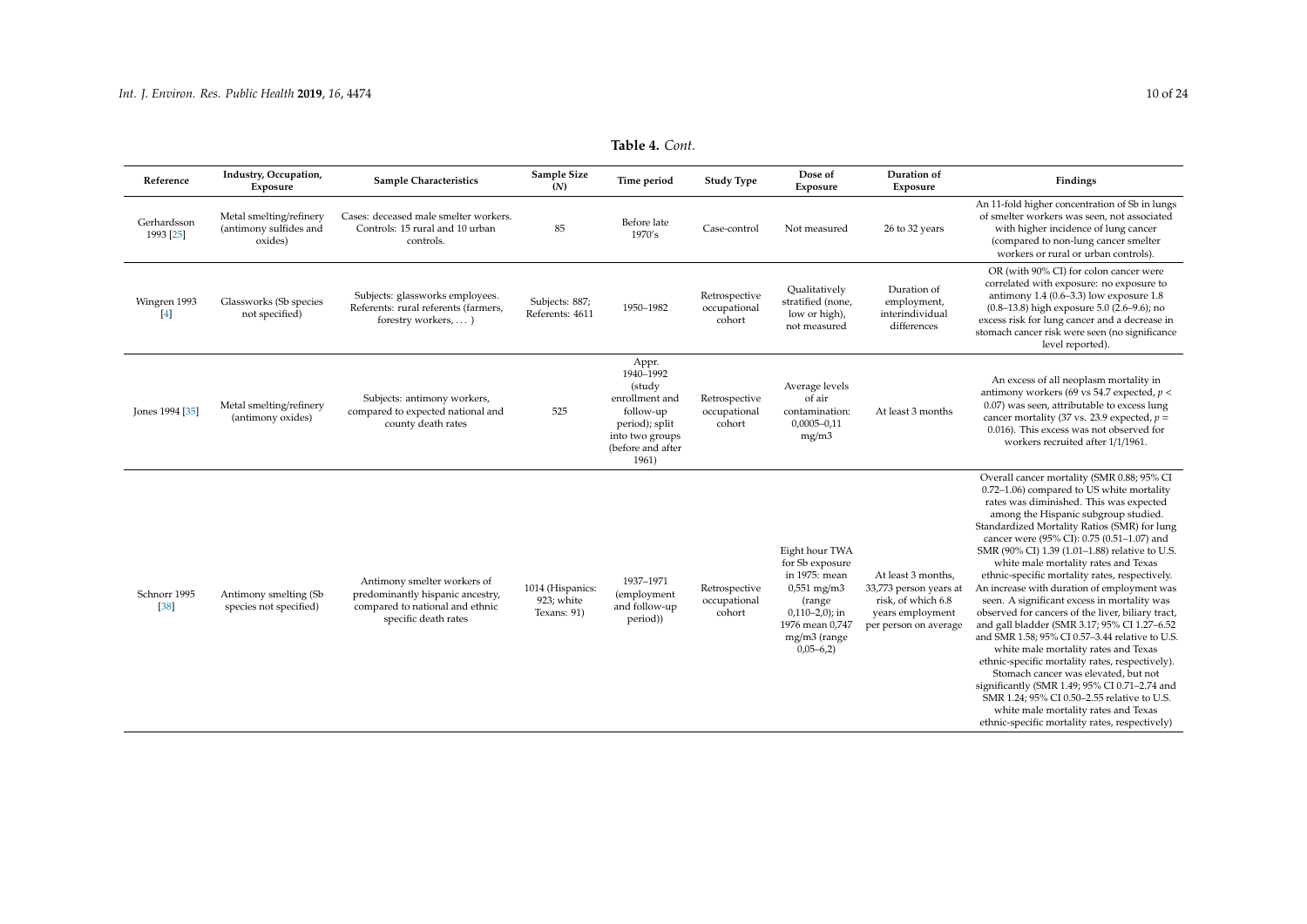**Table 4.** *Cont.*

| Reference | Industry, Occupation, Exposure | Sample Characteristics | Sample Size (N) | Time period | Study Type | Dose of Exposure | Duration of Exposure | Findings |
|---|---|---|---|---|---|---|---|---|
| Gerhardsson 1993 [25] | Metal smelting/refinery (antimony sulfides and oxides) | Cases: deceased male smelter workers. Controls: 15 rural and 10 urban controls. | 85 | Before late 1970's | Case-control | Not measured | 26 to 32 years | An 11-fold higher concentration of Sb in lungs of smelter workers was seen, not associated with higher incidence of lung cancer (compared to non-lung cancer smelter workers or rural or urban controls). |
| Wingren 1993 [4] | Glassworks (Sb species not specified) | Subjects: glassworks employees. Referents: rural referents (farmers, forestry workers, … ) | Subjects: 887; Referents: 4611 | 1950–1982 | Retrospective occupational cohort | Qualitatively stratified (none, low or high), not measured | Duration of employment, interindividual differences | OR (with 90% CI) for colon cancer were correlated with exposure: no exposure to antimony 1.4 (0.6–3.3) low exposure 1.8 (0.8–13.8) high exposure 5.0 (2.6–9.6); no excess risk for lung cancer and a decrease in stomach cancer risk were seen (no significance level reported). |
| Jones 1994 [35] | Metal smelting/refinery (antimony oxides) | Subjects: antimony workers, compared to expected national and county death rates | 525 | Appr. 1940–1992 (study enrollment and follow-up period); split into two groups (before and after 1961) | Retrospective occupational cohort | Average levels of air contamination: 0,0005–0,11 mg/m3 | At least 3 months | An excess of all neoplasm mortality in antimony workers (69 vs 54.7 expected, $p <$ 0.07) was seen, attributable to excess lung cancer mortality (37 vs. 23.9 expected, $p =$ 0.016). This excess was not observed for workers recruited after 1/1/1961. |
| Schnorr 1995 [38] | Antimony smelting (Sb species not specified) | Antimony smelter workers of predominantly hispanic ancestry, compared to national and ethnic specific death rates | 1014 (Hispanics: 923; white Texans: 91) | 1937–1971 (employment and follow-up period)) | Retrospective occupational cohort | Eight hour TWA for Sb exposure in 1975: mean 0,551 mg/m3 (range 0,110–2,0); in 1976 mean 0,747 mg/m3 (range 0,05–6,2) | At least 3 months, 33,773 person years at risk, of which 6.8 years employment per person on average | Overall cancer mortality (SMR 0.88; 95% CI 0.72–1.06) compared to US white mortality rates was diminished. This was expected among the Hispanic subgroup studied. Standardized Mortality Ratios (SMR) for lung cancer were (95% CI): 0.75 (0.51–1.07) and SMR (90% CI) 1.39 (1.01–1.88) relative to U.S. white male mortality rates and Texas ethnic-specific mortality rates, respectively. An increase with duration of employment was seen. A significant excess in mortality was observed for cancers of the liver, biliary tract, and gall bladder (SMR 3.17; 95% CI 1.27–6.52 and SMR 1.58; 95% CI 0.57–3.44 relative to U.S. white male mortality rates and Texas ethnic-specific mortality rates, respectively). Stomach cancer was elevated, but not significantly (SMR 1.49; 95% CI 0.71–2.74 and SMR 1.24; 95% CI 0.50–2.55 relative to U.S. white male mortality rates and Texas ethnic-specific mortality rates, respectively) |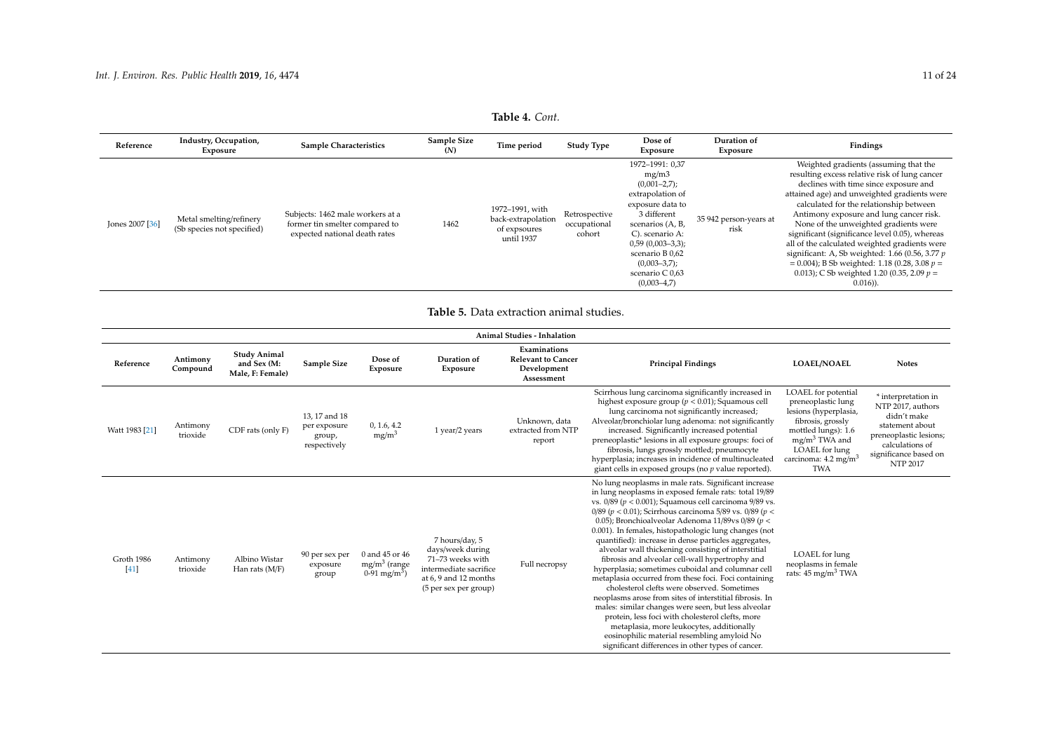**Table 4.** *Cont.*

| Reference | Industry, Occupation, Exposure | Sample Characteristics | Sample Size (N) | Time period | Study Type | Dose of Exposure | Duration of Exposure | Findings |
|---|---|---|---|---|---|---|---|---|
| Jones 2007 [36] | Metal smelting/refinery (Sb species not specified) | Subjects: 1462 male workers at a former tin smelter compared to expected national death rates | 1462 | 1972–1991, with back-extrapolation of exposures until 1937 | Retrospective occupational cohort | 1972–1991: 0,37 mg/m3 (0,001–2,7); extrapolation of exposure data to 3 different scenarios (A, B, C). scenario A: 0,59 (0,003–3,3); scenario B 0,62 (0,003–3,7); scenario C 0,63 (0,003–4,7) | 35 942 person-years at risk | Weighted gradients (assuming that the resulting excess relative risk of lung cancer declines with time since exposure and attained age) and unweighted gradients were calculated for the relationship between Antimony exposure and lung cancer risk. None of the unweighted gradients were significant (significance level 0.05), whereas all of the calculated weighted gradients were significant: A, Sb weighted: 1.66 (0.56, 3.77 $p = 0.004$); B Sb weighted: 1.18 (0.28, 3.08 $p = 0.013$); C Sb weighted 1.20 (0.35, 2.09 $p = 0.016$)). |

**Table 5.** Data extraction animal studies.

| Animal Studies - Inhalation | | | | | | | | | |
|---|---|---|---|---|---|---|---|---|---|
| **Reference** | **Antimony Compound** | **Study Animal and Sex (M: Male, F: Female)** | **Sample Size** | **Dose of Exposure** | **Duration of Exposure** | **Examinations Relevant to Cancer Development Assessment** | **Principal Findings** | **LOAEL/NOAEL** | **Notes** |
| Watt 1983 [21] | Antimony trioxide | CDF rats (only F) | 13, 17 and 18 per exposure group, respectively | 0, 1.6, 4.2 $mg/m^3$ | 1 year/2 years | Unknown, data extracted from NTP report | Scirrhous lung carcinoma significantly increased in highest exposure group ($p < 0.01$); Squamous cell lung carcinoma not significantly increased; Alveolar/bronchiolar lung adenoma: not significantly increased. Significantly increased potential preneoplastic* lesions in all exposure groups: foci of fibrosis, lungs grossly mottled; pneumocyte hyperplasia; increases in incidence of multinucleated giant cells in exposed groups (no $p$ value reported). | LOAEL for potential preneoplastic lung lesions (hyperplasia, fibrosis, grossly mottled lungs): 1.6 $mg/m^3$ TWA and LOAEL for lung carcinoma: 4.2 $mg/m^3$ TWA | * interpretation in NTP 2017, authors didn't make statement about preneoplastic lesions; calculations of significance based on NTP 2017 |
| Groth 1986 [41] | Antimony trioxide | Albino Wistar Han rats (M/F) | 90 per sex per exposure group | 0 and 45 or 46 $mg/m^3$ (range 0-91 $mg/m^3$) | 7 hours/day, 5 days/week during 71–73 weeks with intermediate sacrifice at 6, 9 and 12 months (5 per sex per group) | Full necropsy | No lung neoplasms in male rats. Significant increase in lung neoplasms in exposed female rats: total 19/89 vs. 0/89 ($p < 0.001$); Squamous cell carcinoma 9/89 vs. 0/89 ($p < 0.01$); Scirrhous carcinoma 5/89 vs. 0/89 ($p < 0.05$); Bronchioalveolar Adenoma 11/89vs 0/89 ($p < 0.001$). In females, histopathologic lung changes (not quantified): increase in dense particles aggregates, alveolar wall thickening consisting of interstitial fibrosis and alveolar cell-wall hypertrophy and hyperplasia; sometimes cuboidal and columnar cell metaplasia occurred from these foci. Foci containing cholesterol clefts were observed. Sometimes neoplasms arose from sites of interstitial fibrosis. In males: similar changes were seen, but less alveolar protein, less foci with cholesterol clefts, more metaplasia, more leukocytes, additionally eosinophilic material resembling amyloid No significant differences in other types of cancer. | LOAEL for lung neoplasms in female rats: 45 $mg/m^3$ TWA | |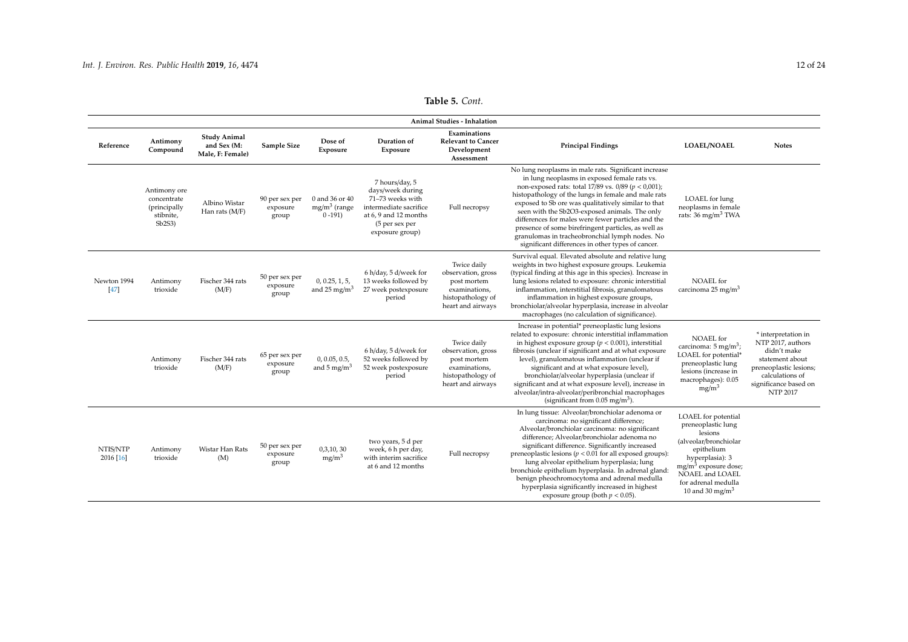**Table 5.** *Cont.*

| Animal Studies - Inhalation | | | | | | | | | |
|---|---|---|---|---|---|---|---|---|---|
| Reference | Antimony Compound | Study Animal and Sex (M: Male, F: Female) | Sample Size | Dose of Exposure | Duration of Exposure | Examinations Relevant to Cancer Development Assessment | Principal Findings | LOAEL/NOAEL | Notes |
| | Antimony ore concentrate (principally stibnite, $Sb_2S_3$) | Albino Wistar Han rats (M/F) | 90 per sex per exposure group | 0 and 36 or 40 $mg/m^3$ (range 0 -191) | 7 hours/day, 5 days/week during 71–73 weeks with intermediate sacrifice at 6, 9 and 12 months (5 per sex per exposure group) | Full necropsy | No lung neoplasms in male rats. Significant increase in lung neoplasms in exposed female rats vs. non-exposed rats: total 17/89 vs. 0/89 ($p < 0{,}001$); histopathology of the lungs in female and male rats exposed to Sb ore was qualitatively similar to that seen with the $Sb_2O_3$-exposed animals. The only differences for males were fewer particles and the presence of some birefringent particles, as well as granulomas in tracheobronchial lymph nodes. No significant differences in other types of cancer. | LOAEL for lung neoplasms in female rats: 36 $mg/m^3$ TWA | |
| Newton 1994 [47] | Antimony trioxide | Fischer 344 rats (M/F) | 50 per sex per exposure group | 0, 0.25, 1, 5, and 25 $mg/m^3$ | 6 h/day, 5 d/week for 13 weeks followed by 27 week postexposure period | Twice daily observation, gross post mortem examinations, histopathology of heart and airways | Survival equal. Elevated absolute and relative lung weights in two highest exposure groups. Leukemia (typical finding at this age in this species). Increase in lung lesions related to exposure: chronic interstitial inflammation, interstitial fibrosis, granulomatous inflammation in highest exposure groups, bronchiolar/alveolar hyperplasia, increase in alveolar macrophages (no calculation of significance). | NOAEL for carcinoma 25 $mg/m^3$ | |
| | Antimony trioxide | Fischer 344 rats (M/F) | 65 per sex per exposure group | 0, 0.05, 0.5, and 5 $mg/m^3$ | 6 h/day, 5 d/week for 52 weeks followed by 52 week postexposure period | Twice daily observation, gross post mortem examinations, histopathology of heart and airways | Increase in potential* preneoplastic lung lesions related to exposure: chronic interstitial inflammation in highest exposure group ($p < 0.001$), interstitial fibrosis (unclear if significant and at what exposure level), granulomatous inflammation (unclear if significant and at what exposure level), bronchiolar/alveolar hyperplasia (unclear if significant and at what exposure level), increase in alveolar/intra-alveolar/peribronchial macrophages (significant from 0.05 $mg/m^3$). | NOAEL for carcinoma: 5 $mg/m^3$; LOAEL for potential* preneoplastic lung lesions (increase in macrophages): 0.05 $mg/m^3$ | * interpretation in NTP 2017, authors didn't make statement about preneoplastic lesions; calculations of significance based on NTP 2017 |
| NTIS/NTP 2016 [16] | Antimony trioxide | Wistar Han Rats (M) | 50 per sex per exposure group | 0,3,10, 30 $mg/m^3$ | two years, 5 d per week, 6 h per day, with interim sacrifice at 6 and 12 months | Full necropsy | In lung tissue: Alveolar/bronchiolar adenoma or carcinoma: no significant difference; Alveolar/bronchiolar carcinoma: no significant difference; Alveolar/bronchiolar adenoma no significant difference. Significantly increased preneoplastic lesions ($p < 0.01$ for all exposed groups): lung alveolar epithelium hyperplasia; lung bronchiole epithelium hyperplasia. In adrenal gland: benign pheochromocytoma and adrenal medulla hyperplasia significantly increased in highest exposure group (both $p < 0.05$). | LOAEL for potential preneoplastic lung lesions (alveolar/bronchiolar epithelium hyperplasia): 3 $mg/m^3$ exposure dose; NOAEL and LOAEL for adrenal medulla 10 and 30 $mg/m^3$ | |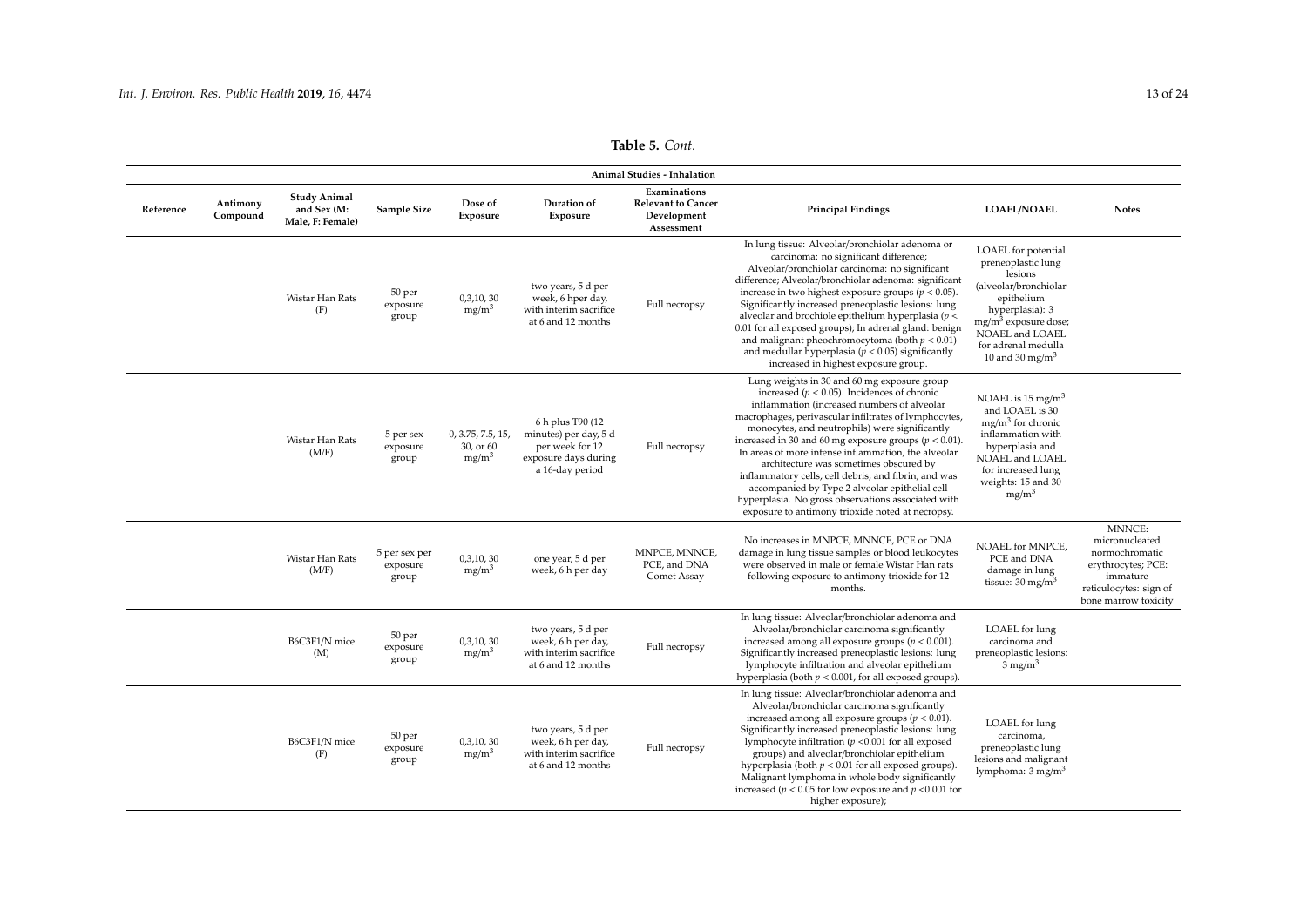**Table 5.** *Cont.*

| Animal Studies - Inhalation | | | | | | | | | |
|---|---|---|---|---|---|---|---|---|---|
| Reference | Antimony Compound | Study Animal and Sex (M: Male, F: Female) | Sample Size | Dose of Exposure | Duration of Exposure | Examinations Relevant to Cancer Development Assessment | Principal Findings | LOAEL/NOAEL | Notes |
| | | Wistar Han Rats (F) | 50 per exposure group | 0,3,10, 30 $mg/m^3$ | two years, 5 d per week, 6 hper day, with interim sacrifice at 6 and 12 months | Full necropsy | In lung tissue: Alveolar/bronchiolar adenoma or carcinoma: no significant difference; Alveolar/bronchiolar carcinoma: no significant difference; Alveolar/bronchiolar adenoma: significant increase in two highest exposure groups ($p < 0.05$). Significantly increased preneoplastic lesions: lung alveolar and brochiole epithelium hyperplasia ($p < 0.01$ for all exposed groups); In adrenal gland: benign and malignant pheochromocytoma (both $p < 0.01$) and medullar hyperplasia ($p < 0.05$) significantly increased in highest exposure group. | LOAEL for potential preneoplastic lung lesions (alveolar/bronchiolar epithelium hyperplasia): 3 $mg/m^3$ exposure dose; NOAEL and LOAEL for adrenal medulla 10 and 30 $mg/m^3$ | |
| | | Wistar Han Rats (M/F) | 5 per sex exposure group | 0, 3.75, 7.5, 15, 30, or 60 $mg/m^3$ | 6 h plus T90 (12 minutes) per day, 5 d per week for 12 exposure days during a 16-day period | Full necropsy | Lung weights in 30 and 60 mg exposure group increased ($p < 0.05$). Incidences of chronic inflammation (increased numbers of alveolar macrophages, perivascular infiltrates of lymphocytes, monocytes, and neutrophils) were significantly increased in 30 and 60 mg exposure groups ($p < 0.01$). In areas of more intense inflammation, the alveolar architecture was sometimes obscured by inflammatory cells, cell debris, and fibrin, and was accompanied by Type 2 alveolar epithelial cell hyperplasia. No gross observations associated with exposure to antimony trioxide noted at necropsy. | NOAEL is 15 $mg/m^3$ and LOAEL is 30 $mg/m^3$ for chronic inflammation with hyperplasia and NOAEL and LOAEL for increased lung weights: 15 and 30 $mg/m^3$ | |
| | | Wistar Han Rats (M/F) | 5 per sex per exposure group | 0,3,10, 30 $mg/m^3$ | one year, 5 d per week, 6 h per day | MNPCE, MNNCE, PCE, and DNA Comet Assay | No increases in MNPCE, MNNCE, PCE or DNA damage in lung tissue samples or blood leukocytes were observed in male or female Wistar Han rats following exposure to antimony trioxide for 12 months. | NOAEL for MNPCE, PCE and DNA damage in lung tissue: 30 $mg/m^3$ | MNNCE: micronucleated normochromatic erythrocytes; PCE: immature reticulocytes: sign of bone marrow toxicity |
| | | B6C3F1/N mice (M) | 50 per exposure group | 0,3,10, 30 $mg/m^3$ | two years, 5 d per week, 6 h per day, with interim sacrifice at 6 and 12 months | Full necropsy | In lung tissue: Alveolar/bronchiolar adenoma and Alveolar/bronchiolar carcinoma significantly increased among all exposure groups ($p < 0.001$). Significantly increased preneoplastic lesions: lung lymphocyte infiltration and alveolar epithelium hyperplasia (both $p < 0.001$, for all exposed groups). | LOAEL for lung carcinoma and preneoplastic lesions: 3 $mg/m^3$ | |
| | | B6C3F1/N mice (F) | 50 per exposure group | 0,3,10, 30 $mg/m^3$ | two years, 5 d per week, 6 h per day, with interim sacrifice at 6 and 12 months | Full necropsy | In lung tissue: Alveolar/bronchiolar adenoma and Alveolar/bronchiolar carcinoma significantly increased among all exposure groups ($p < 0.01$). Significantly increased preneoplastic lesions: lung lymphocyte infiltration ($p < 0.001$ for all exposed groups) and alveolar/bronchiolar epithelium hyperplasia (both $p < 0.01$ for all exposed groups). Malignant lymphoma in whole body significantly increased ($p < 0.05$ for low exposure and $p < 0.001$ for higher exposure); | LOAEL for lung carcinoma, preneoplastic lung lesions and malignant lymphoma: 3 $mg/m^3$ | |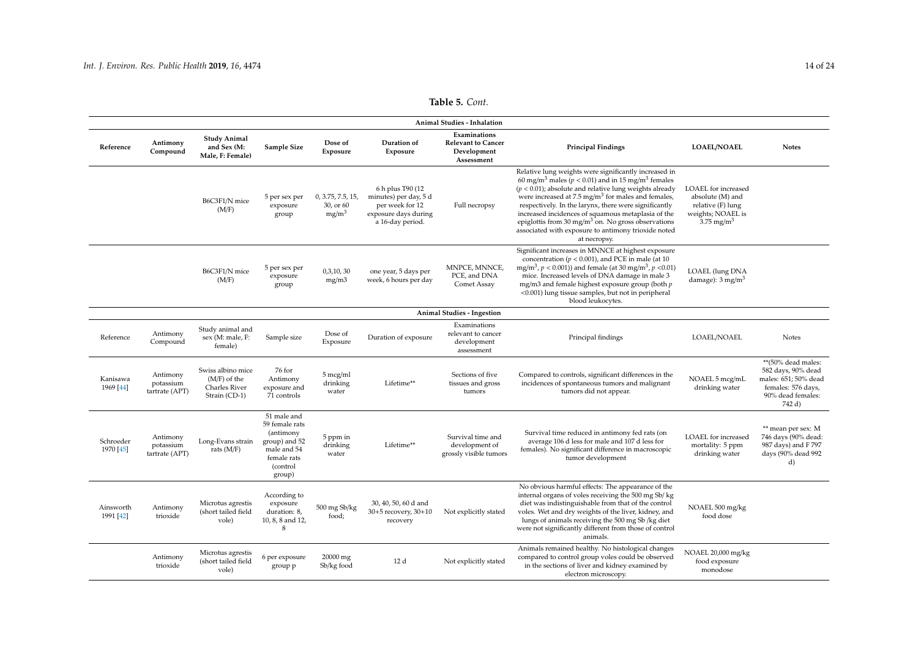**Table 5.** *Cont.*

| Reference | Antimony Compound | Study Animal and Sex (M: Male, F: Female) | Sample Size | Dose of Exposure | Duration of Exposure | Examinations Relevant to Cancer Development Assessment | Principal Findings | LOAEL/NOAEL | Notes |
|---|---|---|---|---|---|---|---|---|---|
| **Animal Studies - Inhalation** | | | | | | | | | |
| | | B6C3F1/N mice (M/F) | 5 per sex per exposure group | 0, 3.75, 7.5, 15, 30, or 60 mg/m$^3$ | 6 h plus T90 (12 minutes) per day, 5 d per week for 12 exposure days during a 16-day period. | Full necropsy | Relative lung weights were significantly increased in 60 mg/m$^3$ males ($p < 0.01$) and in 15 mg/m$^3$ females ($p < 0.01$); absolute and relative lung weights already were increased at 7.5 mg/m$^3$ for males and females, respectively. In the larynx, there were significantly increased incidences of squamous metaplasia of the epiglottis from 30 mg/m$^3$ on. No gross observations associated with exposure to antimony trioxide noted at necropsy. | LOAEL for increased absolute (M) and relative (F) lung weights; NOAEL is 3.75 mg/m$^3$ | |
| | | B6C3F1/N mice (M/F) | 5 per sex per exposure group | 0,3,10, 30 mg/m3 | one year, 5 days per week, 6 hours per day | MNPCE, MNNCE, PCE, and DNA Comet Assay | Significant increases in MNNCE at highest exposure concentration ($p < 0.001$), and PCE in male (at 10 mg/m$^3$, $p < 0.001$)) and female (at 30 mg/m$^3$, $p < 0.01$) mice. Increased levels of DNA damage in male 3 mg/m3 and female highest exposure group (both $p < 0.001$) lung tissue samples, but not in peripheral blood leukocytes. | LOAEL (lung DNA damage): 3 mg/m$^3$ | |
| **Animal Studies - Ingestion** | | | | | | | | | |
| Reference | Antimony Compound | Study animal and sex (M: male, F: female) | Sample size | Dose of Exposure | Duration of exposure | Examinations relevant to cancer development assessment | Principal findings | LOAEL/NOAEL | Notes |
| Kanisawa 1969 [44] | Antimony potassium tartrate (APT) | Swiss albino mice (M/F) of the Charles River Strain (CD-1) | 76 for Antimony exposure and 71 controls | 5 mcg/ml drinking water | Lifetime** | Sections of five tissues and gross tumors | Compared to controls, significant differences in the incidences of spontaneous tumors and malignant tumors did not appear. | NOAEL 5 mcg/mL drinking water | **(50% dead males: 582 days, 90% dead males: 651; 50% dead females: 576 days, 90% dead females: 742 d) |
| Schroeder 1970 [45] | Antimony potassium tartrate (APT) | Long-Evans strain rats (M/F) | 51 male and 59 female rats (antimony group) and 52 male and 54 female rats (control group) | 5 ppm in drinking water | Lifetime** | Survival time and development of grossly visible tumors | Survival time reduced in antimony fed rats (on average 106 d less for male and 107 d less for females). No significant difference in macroscopic tumor development | LOAEL for increased mortality: 5 ppm drinking water | ** mean per sex: M 746 days (90% dead: 987 days) and F 797 days (90% dead 992 d) |
| Ainsworth 1991 [42] | Antimony trioxide | Microtus agrestis (short tailed field vole) | According to exposure duration: 8, 10, 8, 8 and 12, 8 | 500 mg Sb/kg food; | 30, 40, 50, 60 d and 30+5 recovery, 30+10 recovery | Not explicitly stated | No obvious harmful effects: The appearance of the internal organs of voles receiving the 500 mg Sb/ kg diet was indistinguishable from that of the control voles. Wet and dry weights of the liver, kidney, and lungs of animals receiving the 500 mg Sb /kg diet were not significantly different from those of control animals. | NOAEL 500 mg/kg food dose | |
| | Antimony trioxide | Microtus agrestis (short tailed field vole) | 6 per exposure group p | 20000 mg Sb/kg food | 12 d | Not explicitly stated | Animals remained healthy. No histological changes compared to control group voles could be observed in the sections of liver and kidney examined by electron microscopy. | NOAEL 20,000 mg/kg food exposure monodose | |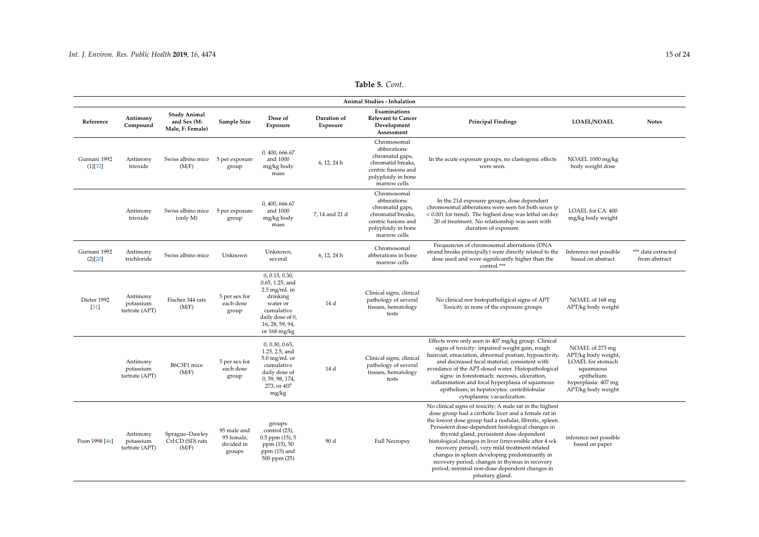**Table 5.** *Cont.*

| Animal Studies - Inhalation | | | | | | | | | |
|---|---|---|---|---|---|---|---|---|---|
| **Reference** | **Antimony Compound** | **Study Animal and Sex (M: Male, F: Female)** | **Sample Size** | **Dose of Exposure** | **Duration of Exposure** | **Examinations Relevant to Cancer Development Assessment** | **Principal Findings** | **LOAEL/NOAEL** | **Notes** |
| Gurnani 1992 (1)[32] | Antimony trioxide | Swiss albino mice (M/F) | 5 per exposure group | 0, 400, 666.67 and 1000 mg/kg body mass | 6, 12, 24 h | Chromosomal abberations: chromatid gaps, chromatid breaks, centric fusions and polyploidy in bone marrow cells | In the acute exposure groups, no clastogenic effects were seen. | NOAEL 1000 mg/kg body weight dose | |
| | Antimony trioxide | Swiss albino mice (only M) | 5 per exposure group | 0, 400, 666.67 and 1000 mg/kg body mass | 7, 14 and 21 d | Chromosomal abberations: chromatid gaps, chromatid breaks, centric fusions and polyploidy in bone marrow cells | In the 21d exposure groups, dose dependent chromosomal abberations were seen for both sexes ($p < 0.001$ for trend). The highest dose was lethal on day 20 of treatment. No relationship was seen with duration of exposure. | LOAEL for CA: 400 mg/kg body weight | |
| Gurnani 1992 (2)[20] | Antimony trichloride | Swiss albino mice | Unknown | Unknown, several | 6, 12, 24 h | Chromosomal abberations in bone marrow cells | Frequencies of chromosomal aberrations (DNA strand breaks principally) were directly related to the dose used and were significantly higher than the control.*** | Inference not possible based on abstract | *** data extracted from abstract |
| Dieter 1992 [31] | Antimony potassium tartrate (APT) | Fischer 344 rats (M/F) | 5 per sex for each dose group | 0, 0.15, 0.30, 0.65, 1.25, and 2.5 mg/mL in drinking water or cumulative daily dose of 0, 16, 28, 59, 94, or 168 mg/kg | 14 d | Clinical signs, clinical pathology of several tissues, hematology tests | No clinical nor histopatholigical signs of APT Toxicity in none of the exposure groups | NOAEL of 168 mg APT/kg body weight | |
| | Antimony potassium tartrate (APT) | B6C3F1 mice (M/F) | 5 per sex for each dose group | 0, 0.30, 0.65, 1.25, 2.5, and 5.0 mg/mL or cumulative daily dose of 0, 59, 98, 174, 273, or 407 mg/kg | 14 d | Clinical signs, clinical pathology of several tissues, hematology tests | Effects were only seen in 407 mg/kg group: Clinical signs of toxicity: impaired weight gain, rough haircoat, emaciation, abnormal posture, hypoactivity, and decreased fecal material, consistent with avoidance of the APT-dosed water. Histopathological signs: in forestomach: necrosis, ulceration, inflammation and focal hyperplasia of squamous epithelium; in hepatocytes: centriblobular cytoplasmic vacuolization. | NOAEL of 273 mg APT/kg body weight, LOAEL for stomach squamaous epithelium hyperplasia: 407 mg APT/kg body weight | |
| Poon 1998 [46] | Antimony potassium tartrate (APT) | Sprague–Dawley Crl:CD (SD) rats (M/F) | 95 male and 95 female, divided in groups | groups: control (25), 0.5 ppm (15), 5 ppm (15), 50 ppm (15) and 500 ppm (25) | 90 d | Full Necropsy | No clinical signs of toxicity; A male rat in the highest dose group had a cirrhotic liver and a female rat in the lowest dose group had a nodular, fibrotic, spleen. Persistent dose-dependent histological changes in thyroid gland, perisistent dose dependent histological changes in liver (irreversible after 4 wk recovery period), very mild treatment-related changes in spleen developing predominantly in recovery period; changes in thymus in recovery period; minimal non-dose dependent changes in pituitary gland. | inference not possible based on paper | |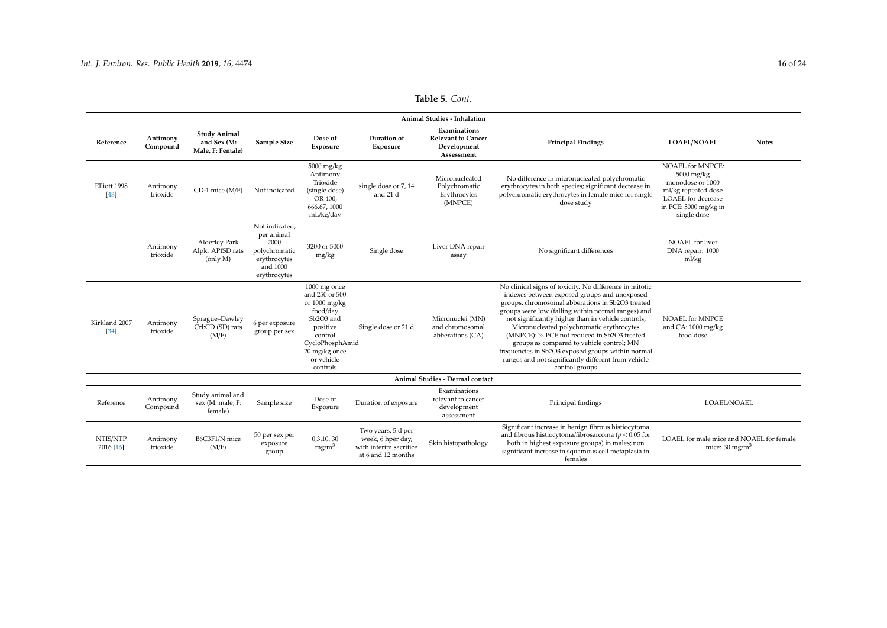**Table 5.** *Cont.*

| Animal Studies - Inhalation | | | | | | | | | |
|---|---|---|---|---|---|---|---|---|---|
| **Reference** | **Antimony Compound** | **Study Animal and Sex (M: Male, F: Female)** | **Sample Size** | **Dose of Exposure** | **Duration of Exposure** | **Examinations Relevant to Cancer Development Assessment** | **Principal Findings** | **LOAEL/NOAEL** | **Notes** |
| Elliott 1998 [43] | Antimony trioxide | CD-1 mice (M/F) | Not indicated | 5000 mg/kg Antimony Trioxide (single dose) OR 400, 666.67, 1000 mL/kg/day | single dose or 7, 14 and 21 d | Micronucleated Polychromatic Erythrocytes (MNPCE) | No difference in micronucleated polychromatic erythrocytes in both species; significant decrease in polychromatic erythrocytes in female mice for single dose study | NOAEL for MNPCE: 5000 mg/kg monodose or 1000 ml/kg repeated dose LOAEL for decrease in PCE: 5000 mg/kg in single dose | |
| | Antimony trioxide | Alderley Park Alpk: APfSD rats (only M) | Not indicated; per animal 2000 polychromatic erythrocytes and 1000 erythrocytes | 3200 or 5000 mg/kg | Single dose | Liver DNA repair assay | No significant differences | NOAEL for liver DNA repair: 1000 ml/kg | |
| Kirkland 2007 [34] | Antimony trioxide | Sprague–Dawley Crl:CD (SD) rats (M/F) | 6 per exposure group per sex | 1000 mg once and 250 or 500 or 1000 mg/kg food/day $Sb_2O_3$ and positive control CycloPhosphAmid 20 mg/kg once or vehicle controls | Single dose or 21 d | Micronuclei (MN) and chromosomal abberations (CA) | No clinical signs of toxicity. No difference in mitotic indexes between exposed groups and unexposed groups; chromosomal abberations in $Sb_2O_3$ treated groups were low (falling within normal ranges) and not significantly higher than in vehicle controls; Micronucleated polychromatic erythrocytes (MNPCE): % PCE not reduced in $Sb_2O_3$ treated groups as compared to vehicle control; MN frequencies in $Sb_2O_3$ exposed groups within normal ranges and not significantly different from vehicle control groups | NOAEL for MNPCE and CA: 1000 mg/kg food dose | |
| Animal Studies - Dermal contact | | | | | | | | | |
| Reference | Antimony Compound | Study animal and sex (M: male, F: female) | Sample size | Dose of Exposure | Duration of exposure | Examinations relevant to cancer development assessment | Principal findings | LOAEL/NOAEL | |
| NTIS/NTP 2016 [16] | Antimony trioxide | B6C3F1/N mice (M/F) | 50 per sex per exposure group | 0,3,10, 30 $mg/m^3$ | Two years, 5 d per week, 6 hper day, with interim sacrifice at 6 and 12 months | Skin histopathology | Significant increase in benign fibrous histiocytoma and fibrous histiocytoma/fibrosarcoma ($p < 0.05$ for both in highest exposure groups) in males; non significant increase in squamous cell metaplasia in females | LOAEL for male mice and NOAEL for female mice: 30 $mg/m^3$ | |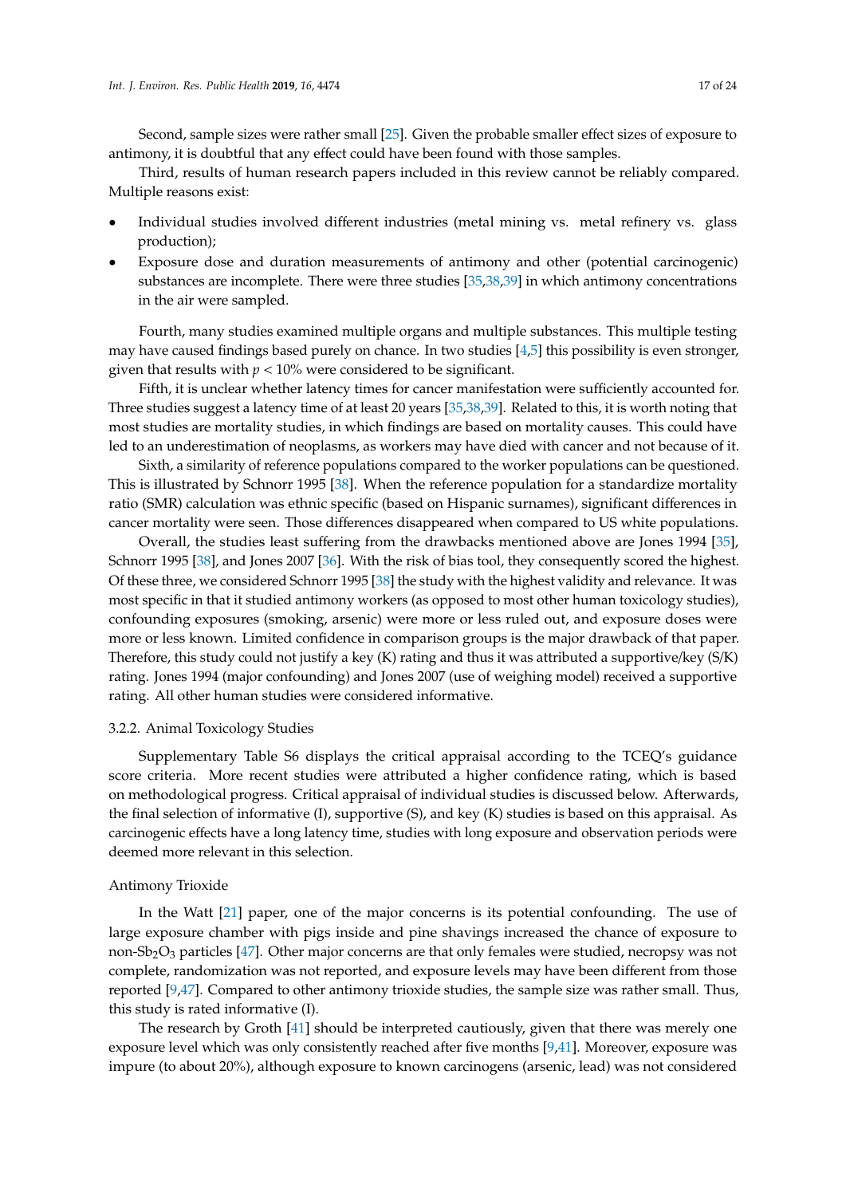Second, sample sizes were rather small [25]. Given the probable smaller effect sizes of exposure to antimony, it is doubtful that any effect could have been found with those samples.

Third, results of human research papers included in this review cannot be reliably compared. Multiple reasons exist:

- Individual studies involved different industries (metal mining vs. metal refinery vs. glass production);
- Exposure dose and duration measurements of antimony and other (potential carcinogenic) substances are incomplete. There were three studies [35,38,39] in which antimony concentrations in the air were sampled.

Fourth, many studies examined multiple organs and multiple substances. This multiple testing may have caused findings based purely on chance. In two studies [4,5] this possibility is even stronger, given that results with $p < 10\%$ were considered to be significant.

Fifth, it is unclear whether latency times for cancer manifestation were sufficiently accounted for. Three studies suggest a latency time of at least 20 years [35,38,39]. Related to this, it is worth noting that most studies are mortality studies, in which findings are based on mortality causes. This could have led to an underestimation of neoplasms, as workers may have died with cancer and not because of it.

Sixth, a similarity of reference populations compared to the worker populations can be questioned. This is illustrated by Schnorr 1995 [38]. When the reference population for a standardize mortality ratio (SMR) calculation was ethnic specific (based on Hispanic surnames), significant differences in cancer mortality were seen. Those differences disappeared when compared to US white populations.

Overall, the studies least suffering from the drawbacks mentioned above are Jones 1994 [35], Schnorr 1995 [38], and Jones 2007 [36]. With the risk of bias tool, they consequently scored the highest. Of these three, we considered Schnorr 1995 [38] the study with the highest validity and relevance. It was most specific in that it studied antimony workers (as opposed to most other human toxicology studies), confounding exposures (smoking, arsenic) were more or less ruled out, and exposure doses were more or less known. Limited confidence in comparison groups is the major drawback of that paper. Therefore, this study could not justify a key (K) rating and thus it was attributed a supportive/key (S/K) rating. Jones 1994 (major confounding) and Jones 2007 (use of weighing model) received a supportive rating. All other human studies were considered informative.

### 3.2.2. Animal Toxicology Studies

Supplementary Table S6 displays the critical appraisal according to the TCEQ's guidance score criteria. More recent studies were attributed a higher confidence rating, which is based on methodological progress. Critical appraisal of individual studies is discussed below. Afterwards, the final selection of informative (I), supportive (S), and key (K) studies is based on this appraisal. As carcinogenic effects have a long latency time, studies with long exposure and observation periods were deemed more relevant in this selection.

#### Antimony Trioxide

In the Watt [21] paper, one of the major concerns is its potential confounding. The use of large exposure chamber with pigs inside and pine shavings increased the chance of exposure to non-$Sb_2O_3$ particles [47]. Other major concerns are that only females were studied, necropsy was not complete, randomization was not reported, and exposure levels may have been different from those reported [9,47]. Compared to other antimony trioxide studies, the sample size was rather small. Thus, this study is rated informative (I).

The research by Groth [41] should be interpreted cautiously, given that there was merely one exposure level which was only consistently reached after five months [9,41]. Moreover, exposure was impure (to about 20%), although exposure to known carcinogens (arsenic, lead) was not considered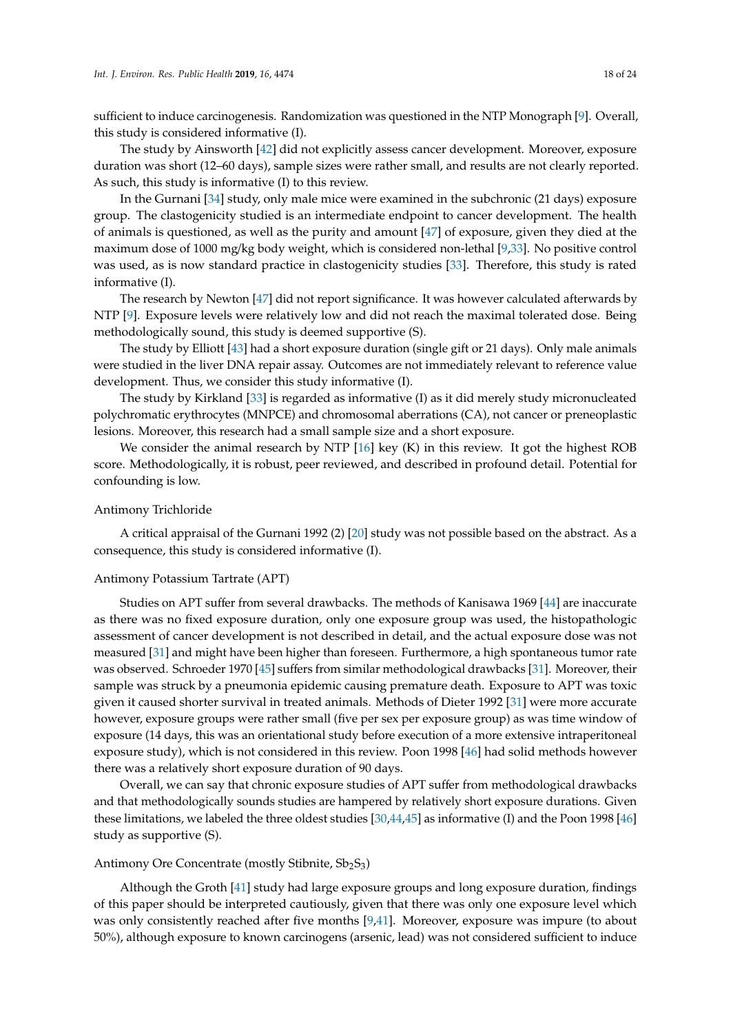sufficient to induce carcinogenesis. Randomization was questioned in the NTP Monograph [9]. Overall, this study is considered informative (I).

The study by Ainsworth [42] did not explicitly assess cancer development. Moreover, exposure duration was short (12–60 days), sample sizes were rather small, and results are not clearly reported. As such, this study is informative (I) to this review.

In the Gurnani [34] study, only male mice were examined in the subchronic (21 days) exposure group. The clastogenicity studied is an intermediate endpoint to cancer development. The health of animals is questioned, as well as the purity and amount [47] of exposure, given they died at the maximum dose of 1000 mg/kg body weight, which is considered non-lethal [9,33]. No positive control was used, as is now standard practice in clastogenicity studies [33]. Therefore, this study is rated informative (I).

The research by Newton [47] did not report significance. It was however calculated afterwards by NTP [9]. Exposure levels were relatively low and did not reach the maximal tolerated dose. Being methodologically sound, this study is deemed supportive (S).

The study by Elliott [43] had a short exposure duration (single gift or 21 days). Only male animals were studied in the liver DNA repair assay. Outcomes are not immediately relevant to reference value development. Thus, we consider this study informative (I).

The study by Kirkland [33] is regarded as informative (I) as it did merely study micronucleated polychromatic erythrocytes (MNPCE) and chromosomal aberrations (CA), not cancer or preneoplastic lesions. Moreover, this research had a small sample size and a short exposure.

We consider the animal research by NTP [16] key (K) in this review. It got the highest ROB score. Methodologically, it is robust, peer reviewed, and described in profound detail. Potential for confounding is low.

Antimony Trichloride

A critical appraisal of the Gurnani 1992 (2) [20] study was not possible based on the abstract. As a consequence, this study is considered informative (I).

Antimony Potassium Tartrate (APT)

Studies on APT suffer from several drawbacks. The methods of Kanisawa 1969 [44] are inaccurate as there was no fixed exposure duration, only one exposure group was used, the histopathologic assessment of cancer development is not described in detail, and the actual exposure dose was not measured [31] and might have been higher than foreseen. Furthermore, a high spontaneous tumor rate was observed. Schroeder 1970 [45] suffers from similar methodological drawbacks [31]. Moreover, their sample was struck by a pneumonia epidemic causing premature death. Exposure to APT was toxic given it caused shorter survival in treated animals. Methods of Dieter 1992 [31] were more accurate however, exposure groups were rather small (five per sex per exposure group) as was time window of exposure (14 days, this was an orientational study before execution of a more extensive intraperitoneal exposure study), which is not considered in this review. Poon 1998 [46] had solid methods however there was a relatively short exposure duration of 90 days.

Overall, we can say that chronic exposure studies of APT suffer from methodological drawbacks and that methodologically sounds studies are hampered by relatively short exposure durations. Given these limitations, we labeled the three oldest studies [30,44,45] as informative (I) and the Poon 1998 [46] study as supportive (S).

Antimony Ore Concentrate (mostly Stibnite, $Sb_2S_3$)

Although the Groth [41] study had large exposure groups and long exposure duration, findings of this paper should be interpreted cautiously, given that there was only one exposure level which was only consistently reached after five months [9,41]. Moreover, exposure was impure (to about 50%), although exposure to known carcinogens (arsenic, lead) was not considered sufficient to induce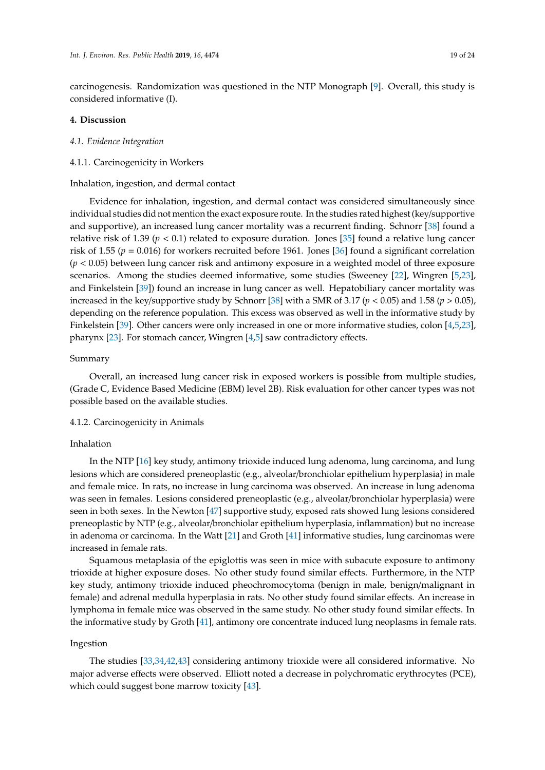carcinogenesis. Randomization was questioned in the NTP Monograph [9]. Overall, this study is considered informative (I).

## 4. Discussion

### *4.1. Evidence Integration*

#### 4.1.1. Carcinogenicity in Workers

Inhalation, ingestion, and dermal contact

Evidence for inhalation, ingestion, and dermal contact was considered simultaneously since individual studies did not mention the exact exposure route. In the studies rated highest (key/supportive and supportive), an increased lung cancer mortality was a recurrent finding. Schnorr [38] found a relative risk of 1.39 ($p < 0.1$) related to exposure duration. Jones [35] found a relative lung cancer risk of 1.55 ($p = 0.016$) for workers recruited before 1961. Jones [36] found a significant correlation ($p < 0.05$) between lung cancer risk and antimony exposure in a weighted model of three exposure scenarios. Among the studies deemed informative, some studies (Sweeney [22], Wingren [5,23], and Finkelstein [39]) found an increase in lung cancer as well. Hepatobiliary cancer mortality was increased in the key/supportive study by Schnorr [38] with a SMR of 3.17 ($p < 0.05$) and 1.58 ($p > 0.05$), depending on the reference population. This excess was observed as well in the informative study by Finkelstein [39]. Other cancers were only increased in one or more informative studies, colon [4,5,23], pharynx [23]. For stomach cancer, Wingren [4,5] saw contradictory effects.

Summary

Overall, an increased lung cancer risk in exposed workers is possible from multiple studies, (Grade C, Evidence Based Medicine (EBM) level 2B). Risk evaluation for other cancer types was not possible based on the available studies.

#### 4.1.2. Carcinogenicity in Animals

Inhalation

In the NTP [16] key study, antimony trioxide induced lung adenoma, lung carcinoma, and lung lesions which are considered preneoplastic (e.g., alveolar/bronchiolar epithelium hyperplasia) in male and female mice. In rats, no increase in lung carcinoma was observed. An increase in lung adenoma was seen in females. Lesions considered preneoplastic (e.g., alveolar/bronchiolar hyperplasia) were seen in both sexes. In the Newton [47] supportive study, exposed rats showed lung lesions considered preneoplastic by NTP (e.g., alveolar/bronchiolar epithelium hyperplasia, inflammation) but no increase in adenoma or carcinoma. In the Watt [21] and Groth [41] informative studies, lung carcinomas were increased in female rats.

Squamous metaplasia of the epiglottis was seen in mice with subacute exposure to antimony trioxide at higher exposure doses. No other study found similar effects. Furthermore, in the NTP key study, antimony trioxide induced pheochromocytoma (benign in male, benign/malignant in female) and adrenal medulla hyperplasia in rats. No other study found similar effects. An increase in lymphoma in female mice was observed in the same study. No other study found similar effects. In the informative study by Groth [41], antimony ore concentrate induced lung neoplasms in female rats.

Ingestion

The studies [33,34,42,43] considering antimony trioxide were all considered informative. No major adverse effects were observed. Elliott noted a decrease in polychromatic erythrocytes (PCE), which could suggest bone marrow toxicity [43].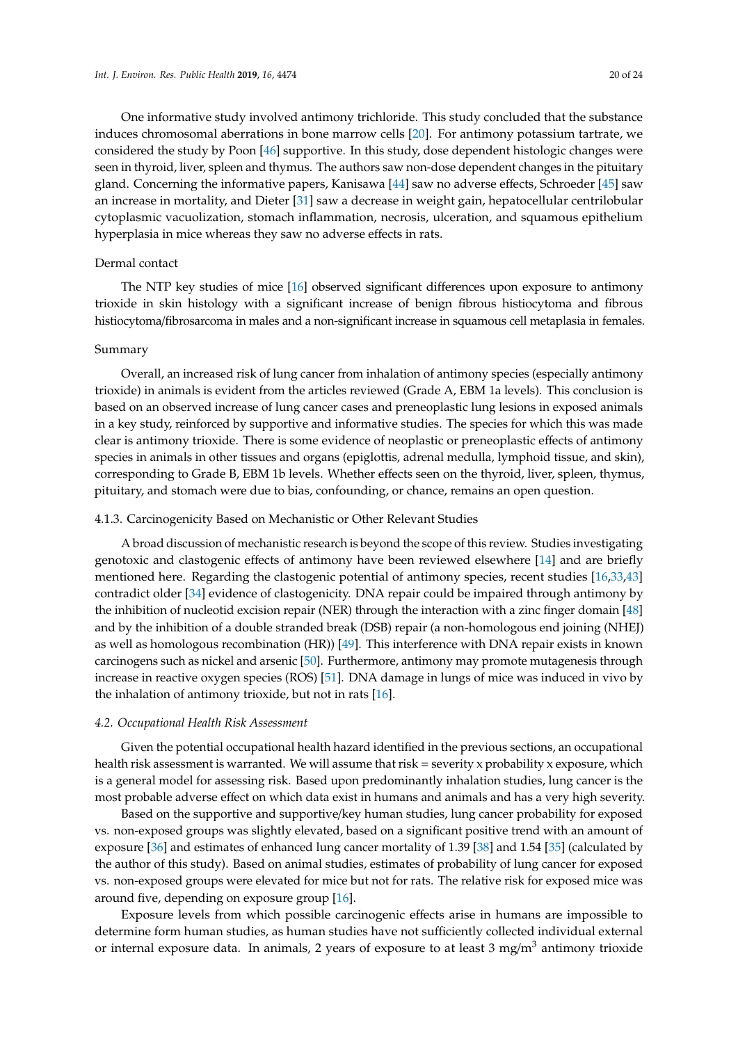One informative study involved antimony trichloride. This study concluded that the substance induces chromosomal aberrations in bone marrow cells [20]. For antimony potassium tartrate, we considered the study by Poon [46] supportive. In this study, dose dependent histologic changes were seen in thyroid, liver, spleen and thymus. The authors saw non-dose dependent changes in the pituitary gland. Concerning the informative papers, Kanisawa [44] saw no adverse effects, Schroeder [45] saw an increase in mortality, and Dieter [31] saw a decrease in weight gain, hepatocellular centrilobular cytoplasmic vacuolization, stomach inflammation, necrosis, ulceration, and squamous epithelium hyperplasia in mice whereas they saw no adverse effects in rats.

Dermal contact

The NTP key studies of mice [16] observed significant differences upon exposure to antimony trioxide in skin histology with a significant increase of benign fibrous histiocytoma and fibrous histiocytoma/fibrosarcoma in males and a non-significant increase in squamous cell metaplasia in females.

Summary

Overall, an increased risk of lung cancer from inhalation of antimony species (especially antimony trioxide) in animals is evident from the articles reviewed (Grade A, EBM 1a levels). This conclusion is based on an observed increase of lung cancer cases and preneoplastic lung lesions in exposed animals in a key study, reinforced by supportive and informative studies. The species for which this was made clear is antimony trioxide. There is some evidence of neoplastic or preneoplastic effects of antimony species in animals in other tissues and organs (epiglottis, adrenal medulla, lymphoid tissue, and skin), corresponding to Grade B, EBM 1b levels. Whether effects seen on the thyroid, liver, spleen, thymus, pituitary, and stomach were due to bias, confounding, or chance, remains an open question.

#### 4.1.3. Carcinogenicity Based on Mechanistic or Other Relevant Studies

A broad discussion of mechanistic research is beyond the scope of this review. Studies investigating genotoxic and clastogenic effects of antimony have been reviewed elsewhere [14] and are briefly mentioned here. Regarding the clastogenic potential of antimony species, recent studies [16,33,43] contradict older [34] evidence of clastogenicity. DNA repair could be impaired through antimony by the inhibition of nucleotid excision repair (NER) through the interaction with a zinc finger domain [48] and by the inhibition of a double stranded break (DSB) repair (a non-homologous end joining (NHEJ) as well as homologous recombination (HR)) [49]. This interference with DNA repair exists in known carcinogens such as nickel and arsenic [50]. Furthermore, antimony may promote mutagenesis through increase in reactive oxygen species (ROS) [51]. DNA damage in lungs of mice was induced in vivo by the inhalation of antimony trioxide, but not in rats [16].

### *4.2. Occupational Health Risk Assessment*

Given the potential occupational health hazard identified in the previous sections, an occupational health risk assessment is warranted. We will assume that risk = severity x probability x exposure, which is a general model for assessing risk. Based upon predominantly inhalation studies, lung cancer is the most probable adverse effect on which data exist in humans and animals and has a very high severity.

Based on the supportive and supportive/key human studies, lung cancer probability for exposed vs. non-exposed groups was slightly elevated, based on a significant positive trend with an amount of exposure [36] and estimates of enhanced lung cancer mortality of 1.39 [38] and 1.54 [35] (calculated by the author of this study). Based on animal studies, estimates of probability of lung cancer for exposed vs. non-exposed groups were elevated for mice but not for rats. The relative risk for exposed mice was around five, depending on exposure group [16].

Exposure levels from which possible carcinogenic effects arise in humans are impossible to determine form human studies, as human studies have not sufficiently collected individual external or internal exposure data. In animals, 2 years of exposure to at least 3 $mg/m^3$ antimony trioxide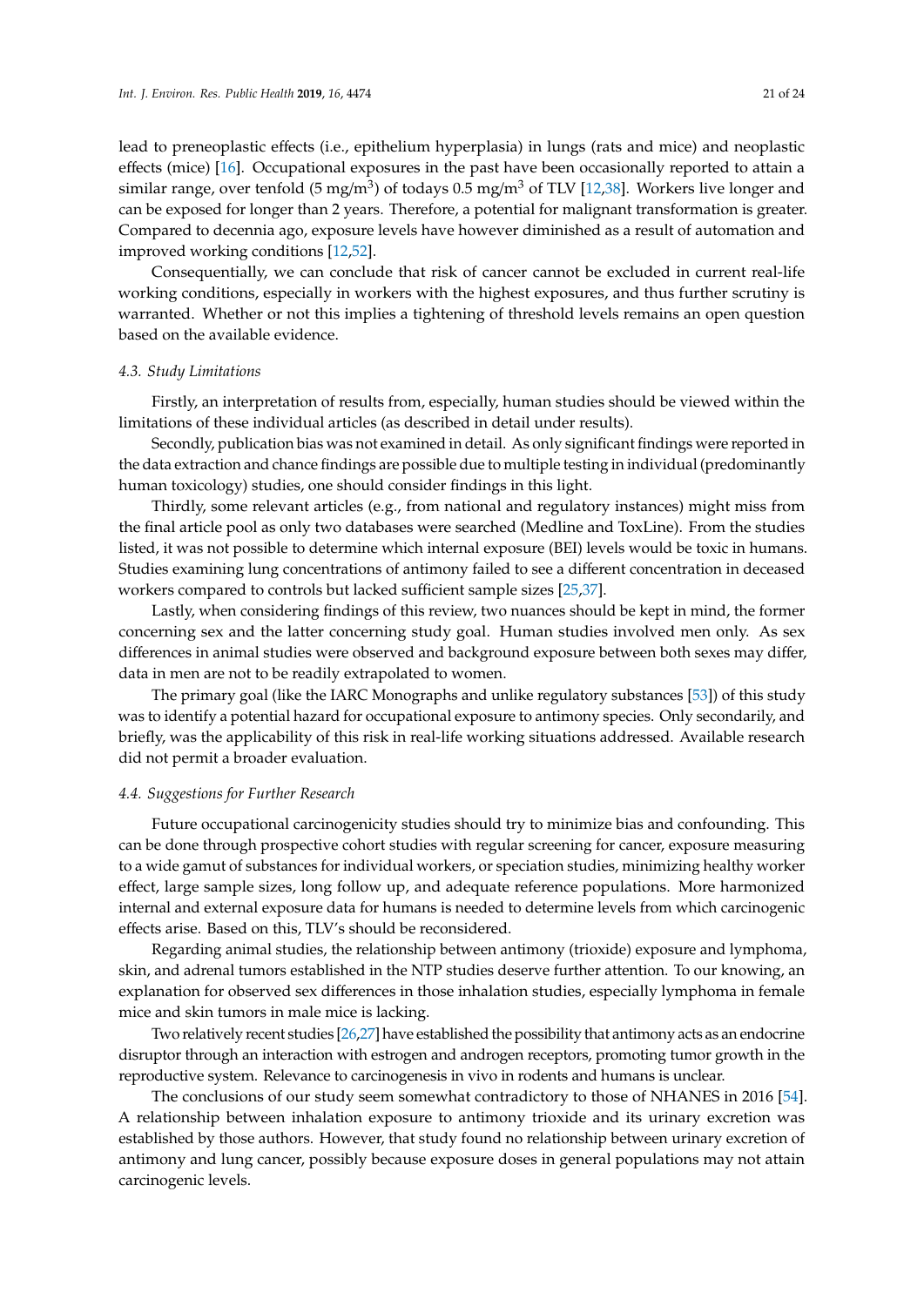lead to preneoplastic effects (i.e., epithelium hyperplasia) in lungs (rats and mice) and neoplastic effects (mice) [16]. Occupational exposures in the past have been occasionally reported to attain a similar range, over tenfold (5 $mg/m^3$) of todays 0.5 $mg/m^3$ of TLV [12,38]. Workers live longer and can be exposed for longer than 2 years. Therefore, a potential for malignant transformation is greater. Compared to decennia ago, exposure levels have however diminished as a result of automation and improved working conditions [12,52].

Consequentially, we can conclude that risk of cancer cannot be excluded in current real-life working conditions, especially in workers with the highest exposures, and thus further scrutiny is warranted. Whether or not this implies a tightening of threshold levels remains an open question based on the available evidence.

### *4.3. Study Limitations*

Firstly, an interpretation of results from, especially, human studies should be viewed within the limitations of these individual articles (as described in detail under results).

Secondly, publication bias was not examined in detail. As only significant findings were reported in the data extraction and chance findings are possible due to multiple testing in individual (predominantly human toxicology) studies, one should consider findings in this light.

Thirdly, some relevant articles (e.g., from national and regulatory instances) might miss from the final article pool as only two databases were searched (Medline and ToxLine). From the studies listed, it was not possible to determine which internal exposure (BEI) levels would be toxic in humans. Studies examining lung concentrations of antimony failed to see a different concentration in deceased workers compared to controls but lacked sufficient sample sizes [25,37].

Lastly, when considering findings of this review, two nuances should be kept in mind, the former concerning sex and the latter concerning study goal. Human studies involved men only. As sex differences in animal studies were observed and background exposure between both sexes may differ, data in men are not to be readily extrapolated to women.

The primary goal (like the IARC Monographs and unlike regulatory substances [53]) of this study was to identify a potential hazard for occupational exposure to antimony species. Only secondarily, and briefly, was the applicability of this risk in real-life working situations addressed. Available research did not permit a broader evaluation.

### *4.4. Suggestions for Further Research*

Future occupational carcinogenicity studies should try to minimize bias and confounding. This can be done through prospective cohort studies with regular screening for cancer, exposure measuring to a wide gamut of substances for individual workers, or speciation studies, minimizing healthy worker effect, large sample sizes, long follow up, and adequate reference populations. More harmonized internal and external exposure data for humans is needed to determine levels from which carcinogenic effects arise. Based on this, TLV's should be reconsidered.

Regarding animal studies, the relationship between antimony (trioxide) exposure and lymphoma, skin, and adrenal tumors established in the NTP studies deserve further attention. To our knowing, an explanation for observed sex differences in those inhalation studies, especially lymphoma in female mice and skin tumors in male mice is lacking.

Two relatively recent studies [26,27] have established the possibility that antimony acts as an endocrine disruptor through an interaction with estrogen and androgen receptors, promoting tumor growth in the reproductive system. Relevance to carcinogenesis in vivo in rodents and humans is unclear.

The conclusions of our study seem somewhat contradictory to those of NHANES in 2016 [54]. A relationship between inhalation exposure to antimony trioxide and its urinary excretion was established by those authors. However, that study found no relationship between urinary excretion of antimony and lung cancer, possibly because exposure doses in general populations may not attain carcinogenic levels.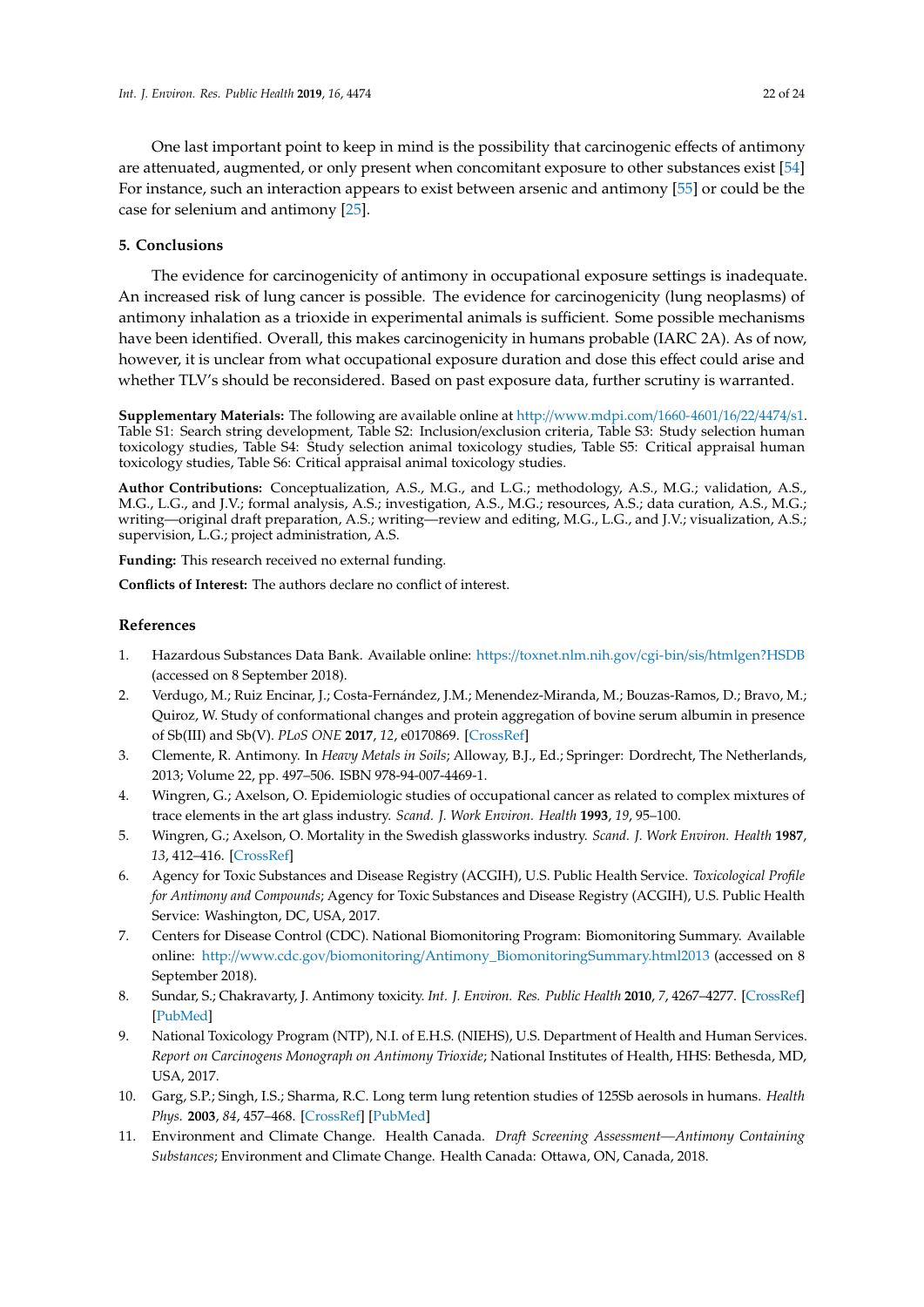One last important point to keep in mind is the possibility that carcinogenic effects of antimony are attenuated, augmented, or only present when concomitant exposure to other substances exist [54] For instance, such an interaction appears to exist between arsenic and antimony [55] or could be the case for selenium and antimony [25].

## 5. Conclusions

The evidence for carcinogenicity of antimony in occupational exposure settings is inadequate. An increased risk of lung cancer is possible. The evidence for carcinogenicity (lung neoplasms) of antimony inhalation as a trioxide in experimental animals is sufficient. Some possible mechanisms have been identified. Overall, this makes carcinogenicity in humans probable (IARC 2A). As of now, however, it is unclear from what occupational exposure duration and dose this effect could arise and whether TLV's should be reconsidered. Based on past exposure data, further scrutiny is warranted.

**Supplementary Materials:** The following are available online at http://www.mdpi.com/1660-4601/16/22/4474/s1. Table S1: Search string development, Table S2: Inclusion/exclusion criteria, Table S3: Study selection human toxicology studies, Table S4: Study selection animal toxicology studies, Table S5: Critical appraisal human toxicology studies, Table S6: Critical appraisal animal toxicology studies.

**Author Contributions:** Conceptualization, A.S., M.G., and L.G.; methodology, A.S., M.G.; validation, A.S., M.G., L.G., and J.V.; formal analysis, A.S.; investigation, A.S., M.G.; resources, A.S.; data curation, A.S., M.G.; writing—original draft preparation, A.S.; writing—review and editing, M.G., L.G., and J.V.; visualization, A.S.; supervision, L.G.; project administration, A.S.

**Funding:** This research received no external funding.

**Conflicts of Interest:** The authors declare no conflict of interest.

## References

1. Hazardous Substances Data Bank. Available online: https://toxnet.nlm.nih.gov/cgi-bin/sis/htmlgen?HSDB (accessed on 8 September 2018).
2. Verdugo, M.; Ruiz Encinar, J.; Costa-Fernández, J.M.; Menendez-Miranda, M.; Bouzas-Ramos, D.; Bravo, M.; Quiroz, W. Study of conformational changes and protein aggregation of bovine serum albumin in presence of Sb(III) and Sb(V). *PLoS ONE* **2017**, *12*, e0170869. [CrossRef]
3. Clemente, R. Antimony. In *Heavy Metals in Soils*; Alloway, B.J., Ed.; Springer: Dordrecht, The Netherlands, 2013; Volume 22, pp. 497–506. ISBN 978-94-007-4469-1.
4. Wingren, G.; Axelson, O. Epidemiologic studies of occupational cancer as related to complex mixtures of trace elements in the art glass industry. *Scand. J. Work Environ. Health* **1993**, *19*, 95–100.
5. Wingren, G.; Axelson, O. Mortality in the Swedish glassworks industry. *Scand. J. Work Environ. Health* **1987**, *13*, 412–416. [CrossRef]
6. Agency for Toxic Substances and Disease Registry (ACGIH), U.S. Public Health Service. *Toxicological Profile for Antimony and Compounds*; Agency for Toxic Substances and Disease Registry (ACGIH), U.S. Public Health Service: Washington, DC, USA, 2017.
7. Centers for Disease Control (CDC). National Biomonitoring Program: Biomonitoring Summary. Available online: http://www.cdc.gov/biomonitoring/Antimony_BiomonitoringSummary.html2013 (accessed on 8 September 2018).
8. Sundar, S.; Chakravarty, J. Antimony toxicity. *Int. J. Environ. Res. Public Health* **2010**, *7*, 4267–4277. [CrossRef] [PubMed]
9. National Toxicology Program (NTP), N.I. of E.H.S. (NIEHS), U.S. Department of Health and Human Services. *Report on Carcinogens Monograph on Antimony Trioxide*; National Institutes of Health, HHS: Bethesda, MD, USA, 2017.
10. Garg, S.P.; Singh, I.S.; Sharma, R.C. Long term lung retention studies of 125Sb aerosols in humans. *Health Phys.* **2003**, *84*, 457–468. [CrossRef] [PubMed]
11. Environment and Climate Change. Health Canada. *Draft Screening Assessment—Antimony Containing Substances*; Environment and Climate Change. Health Canada: Ottawa, ON, Canada, 2018.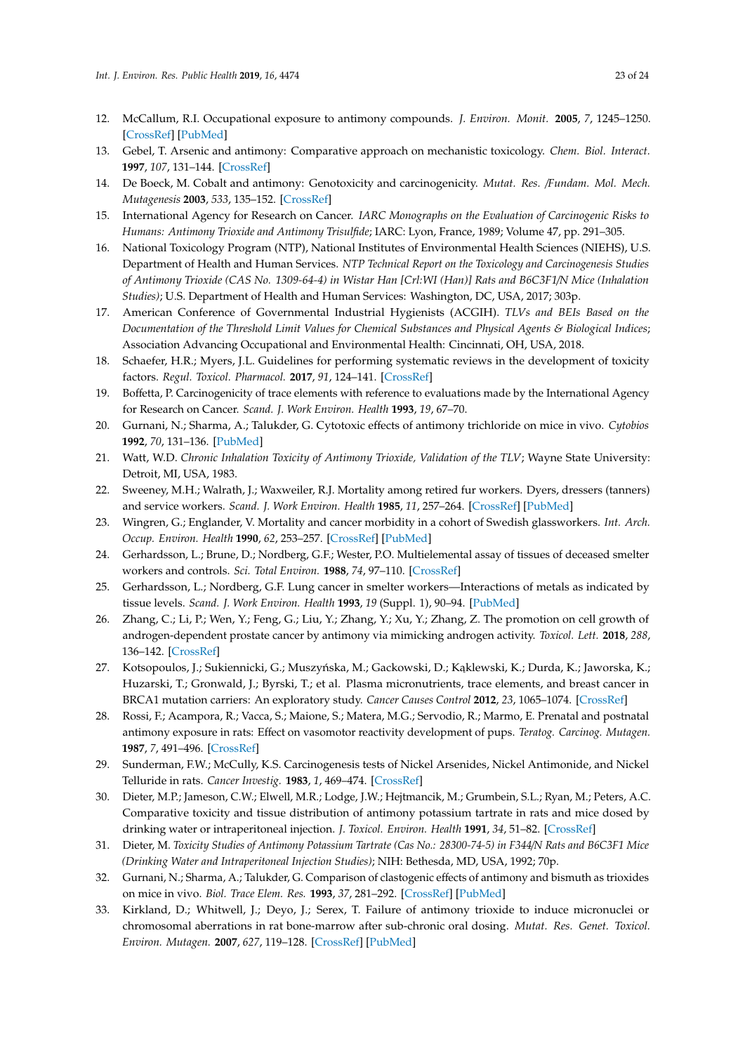12. McCallum, R.I. Occupational exposure to antimony compounds. *J. Environ. Monit.* **2005**, *7*, 1245–1250. [CrossRef] [PubMed]
13. Gebel, T. Arsenic and antimony: Comparative approach on mechanistic toxicology. *Chem. Biol. Interact.* **1997**, *107*, 131–144. [CrossRef]
14. De Boeck, M. Cobalt and antimony: Genotoxicity and carcinogenicity. *Mutat. Res. /Fundam. Mol. Mech. Mutagenesis* **2003**, *533*, 135–152. [CrossRef]
15. International Agency for Research on Cancer. *IARC Monographs on the Evaluation of Carcinogenic Risks to Humans: Antimony Trioxide and Antimony Trisulfide*; IARC: Lyon, France, 1989; Volume 47, pp. 291–305.
16. National Toxicology Program (NTP), National Institutes of Environmental Health Sciences (NIEHS), U.S. Department of Health and Human Services. *NTP Technical Report on the Toxicology and Carcinogenesis Studies of Antimony Trioxide (CAS No. 1309-64-4) in Wistar Han [Crl:WI (Han)] Rats and B6C3F1/N Mice (Inhalation Studies)*; U.S. Department of Health and Human Services: Washington, DC, USA, 2017; 303p.
17. American Conference of Governmental Industrial Hygienists (ACGIH). *TLVs and BEIs Based on the Documentation of the Threshold Limit Values for Chemical Substances and Physical Agents & Biological Indices*; Association Advancing Occupational and Environmental Health: Cincinnati, OH, USA, 2018.
18. Schaefer, H.R.; Myers, J.L. Guidelines for performing systematic reviews in the development of toxicity factors. *Regul. Toxicol. Pharmacol.* **2017**, *91*, 124–141. [CrossRef]
19. Boffetta, P. Carcinogenicity of trace elements with reference to evaluations made by the International Agency for Research on Cancer. *Scand. J. Work Environ. Health* **1993**, *19*, 67–70.
20. Gurnani, N.; Sharma, A.; Talukder, G. Cytotoxic effects of antimony trichloride on mice in vivo. *Cytobios* **1992**, *70*, 131–136. [PubMed]
21. Watt, W.D. *Chronic Inhalation Toxicity of Antimony Trioxide, Validation of the TLV*; Wayne State University: Detroit, MI, USA, 1983.
22. Sweeney, M.H.; Walrath, J.; Waxweiler, R.J. Mortality among retired fur workers. Dyers, dressers (tanners) and service workers. *Scand. J. Work Environ. Health* **1985**, *11*, 257–264. [CrossRef] [PubMed]
23. Wingren, G.; Englander, V. Mortality and cancer morbidity in a cohort of Swedish glassworkers. *Int. Arch. Occup. Environ. Health* **1990**, *62*, 253–257. [CrossRef] [PubMed]
24. Gerhardsson, L.; Brune, D.; Nordberg, G.F.; Wester, P.O. Multielemental assay of tissues of deceased smelter workers and controls. *Sci. Total Environ.* **1988**, *74*, 97–110. [CrossRef]
25. Gerhardsson, L.; Nordberg, G.F. Lung cancer in smelter workers—Interactions of metals as indicated by tissue levels. *Scand. J. Work Environ. Health* **1993**, *19* (Suppl. 1), 90–94. [PubMed]
26. Zhang, C.; Li, P.; Wen, Y.; Feng, G.; Liu, Y.; Zhang, Y.; Xu, Y.; Zhang, Z. The promotion on cell growth of androgen-dependent prostate cancer by antimony via mimicking androgen activity. *Toxicol. Lett.* **2018**, *288*, 136–142. [CrossRef]
27. Kotsopoulos, J.; Sukiennicki, G.; Muszyńska, M.; Gackowski, D.; Kąklewski, K.; Durda, K.; Jaworska, K.; Huzarski, T.; Gronwald, J.; Byrski, T.; et al. Plasma micronutrients, trace elements, and breast cancer in BRCA1 mutation carriers: An exploratory study. *Cancer Causes Control* **2012**, *23*, 1065–1074. [CrossRef]
28. Rossi, F.; Acampora, R.; Vacca, S.; Maione, S.; Matera, M.G.; Servodio, R.; Marmo, E. Prenatal and postnatal antimony exposure in rats: Effect on vasomotor reactivity development of pups. *Teratog. Carcinog. Mutagen.* **1987**, *7*, 491–496. [CrossRef]
29. Sunderman, F.W.; McCully, K.S. Carcinogenesis tests of Nickel Arsenides, Nickel Antimonide, and Nickel Telluride in rats. *Cancer Investig.* **1983**, *1*, 469–474. [CrossRef]
30. Dieter, M.P.; Jameson, C.W.; Elwell, M.R.; Lodge, J.W.; Hejtmancik, M.; Grumbein, S.L.; Ryan, M.; Peters, A.C. Comparative toxicity and tissue distribution of antimony potassium tartrate in rats and mice dosed by drinking water or intraperitoneal injection. *J. Toxicol. Environ. Health* **1991**, *34*, 51–82. [CrossRef]
31. Dieter, M. *Toxicity Studies of Antimony Potassium Tartrate (Cas No.: 28300-74-5) in F344/N Rats and B6C3F1 Mice (Drinking Water and Intraperitoneal Injection Studies)*; NIH: Bethesda, MD, USA, 1992; 70p.
32. Gurnani, N.; Sharma, A.; Talukder, G. Comparison of clastogenic effects of antimony and bismuth as trioxides on mice in vivo. *Biol. Trace Elem. Res.* **1993**, *37*, 281–292. [CrossRef] [PubMed]
33. Kirkland, D.; Whitwell, J.; Deyo, J.; Serex, T. Failure of antimony trioxide to induce micronuclei or chromosomal aberrations in rat bone-marrow after sub-chronic oral dosing. *Mutat. Res. Genet. Toxicol. Environ. Mutagen.* **2007**, *627*, 119–128. [CrossRef] [PubMed]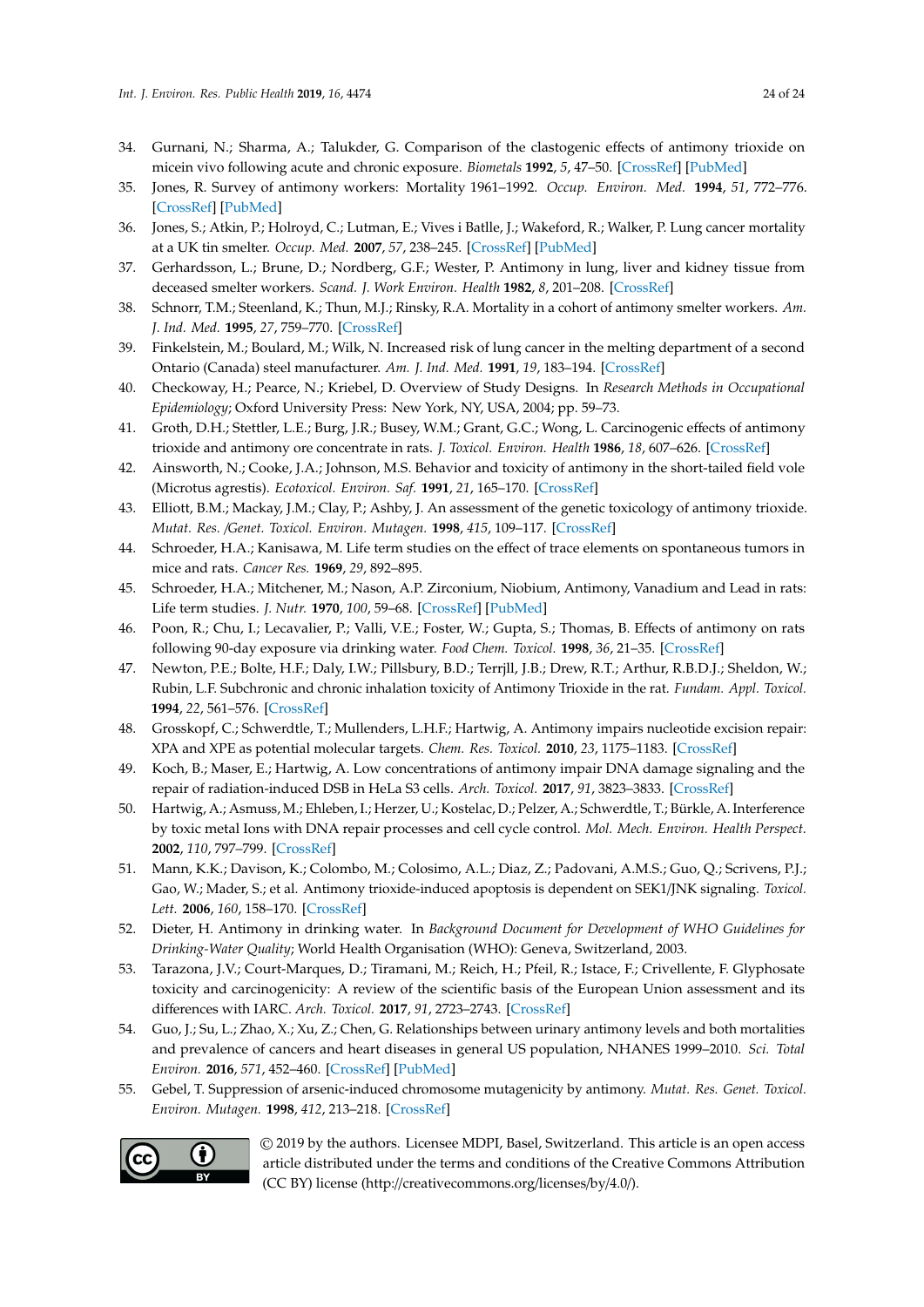34. Gurnani, N.; Sharma, A.; Talukder, G. Comparison of the clastogenic effects of antimony trioxide on micein vivo following acute and chronic exposure. *Biometals* **1992**, *5*, 47–50. [CrossRef] [PubMed]
35. Jones, R. Survey of antimony workers: Mortality 1961–1992. *Occup. Environ. Med.* **1994**, *51*, 772–776. [CrossRef] [PubMed]
36. Jones, S.; Atkin, P.; Holroyd, C.; Lutman, E.; Vives i Batlle, J.; Wakeford, R.; Walker, P. Lung cancer mortality at a UK tin smelter. *Occup. Med.* **2007**, *57*, 238–245. [CrossRef] [PubMed]
37. Gerhardsson, L.; Brune, D.; Nordberg, G.F.; Wester, P. Antimony in lung, liver and kidney tissue from deceased smelter workers. *Scand. J. Work Environ. Health* **1982**, *8*, 201–208. [CrossRef]
38. Schnorr, T.M.; Steenland, K.; Thun, M.J.; Rinsky, R.A. Mortality in a cohort of antimony smelter workers. *Am. J. Ind. Med.* **1995**, *27*, 759–770. [CrossRef]
39. Finkelstein, M.; Boulard, M.; Wilk, N. Increased risk of lung cancer in the melting department of a second Ontario (Canada) steel manufacturer. *Am. J. Ind. Med.* **1991**, *19*, 183–194. [CrossRef]
40. Checkoway, H.; Pearce, N.; Kriebel, D. Overview of Study Designs. In *Research Methods in Occupational Epidemiology*; Oxford University Press: New York, NY, USA, 2004; pp. 59–73.
41. Groth, D.H.; Stettler, L.E.; Burg, J.R.; Busey, W.M.; Grant, G.C.; Wong, L. Carcinogenic effects of antimony trioxide and antimony ore concentrate in rats. *J. Toxicol. Environ. Health* **1986**, *18*, 607–626. [CrossRef]
42. Ainsworth, N.; Cooke, J.A.; Johnson, M.S. Behavior and toxicity of antimony in the short-tailed field vole (Microtus agrestis). *Ecotoxicol. Environ. Saf.* **1991**, *21*, 165–170. [CrossRef]
43. Elliott, B.M.; Mackay, J.M.; Clay, P.; Ashby, J. An assessment of the genetic toxicology of antimony trioxide. *Mutat. Res. /Genet. Toxicol. Environ. Mutagen.* **1998**, *415*, 109–117. [CrossRef]
44. Schroeder, H.A.; Kanisawa, M. Life term studies on the effect of trace elements on spontaneous tumors in mice and rats. *Cancer Res.* **1969**, *29*, 892–895.
45. Schroeder, H.A.; Mitchener, M.; Nason, A.P. Zirconium, Niobium, Antimony, Vanadium and Lead in rats: Life term studies. *J. Nutr.* **1970**, *100*, 59–68. [CrossRef] [PubMed]
46. Poon, R.; Chu, I.; Lecavalier, P.; Valli, V.E.; Foster, W.; Gupta, S.; Thomas, B. Effects of antimony on rats following 90-day exposure via drinking water. *Food Chem. Toxicol.* **1998**, *36*, 21–35. [CrossRef]
47. Newton, P.E.; Bolte, H.F.; Daly, I.W.; Pillsbury, B.D.; Terrjll, J.B.; Drew, R.T.; Arthur, R.B.D.J.; Sheldon, W.; Rubin, L.F. Subchronic and chronic inhalation toxicity of Antimony Trioxide in the rat. *Fundam. Appl. Toxicol.* **1994**, *22*, 561–576. [CrossRef]
48. Grosskopf, C.; Schwerdtle, T.; Mullenders, L.H.F.; Hartwig, A. Antimony impairs nucleotide excision repair: XPA and XPE as potential molecular targets. *Chem. Res. Toxicol.* **2010**, *23*, 1175–1183. [CrossRef]
49. Koch, B.; Maser, E.; Hartwig, A. Low concentrations of antimony impair DNA damage signaling and the repair of radiation-induced DSB in HeLa S3 cells. *Arch. Toxicol.* **2017**, *91*, 3823–3833. [CrossRef]
50. Hartwig, A.; Asmuss, M.; Ehleben, I.; Herzer, U.; Kostelac, D.; Pelzer, A.; Schwerdtle, T.; Bürkle, A. Interference by toxic metal Ions with DNA repair processes and cell cycle control. *Mol. Mech. Environ. Health Perspect.* **2002**, *110*, 797–799. [CrossRef]
51. Mann, K.K.; Davison, K.; Colombo, M.; Colosimo, A.L.; Diaz, Z.; Padovani, A.M.S.; Guo, Q.; Scrivens, P.J.; Gao, W.; Mader, S.; et al. Antimony trioxide-induced apoptosis is dependent on SEK1/JNK signaling. *Toxicol. Lett.* **2006**, *160*, 158–170. [CrossRef]
52. Dieter, H. Antimony in drinking water. In *Background Document for Development of WHO Guidelines for Drinking-Water Quality*; World Health Organisation (WHO): Geneva, Switzerland, 2003.
53. Tarazona, J.V.; Court-Marques, D.; Tiramani, M.; Reich, H.; Pfeil, R.; Istace, F.; Crivellente, F. Glyphosate toxicity and carcinogenicity: A review of the scientific basis of the European Union assessment and its differences with IARC. *Arch. Toxicol.* **2017**, *91*, 2723–2743. [CrossRef]
54. Guo, J.; Su, L.; Zhao, X.; Xu, Z.; Chen, G. Relationships between urinary antimony levels and both mortalities and prevalence of cancers and heart diseases in general US population, NHANES 1999–2010. *Sci. Total Environ.* **2016**, *571*, 452–460. [CrossRef] [PubMed]
55. Gebel, T. Suppression of arsenic-induced chromosome mutagenicity by antimony. *Mutat. Res. Genet. Toxicol. Environ. Mutagen.* **1998**, *412*, 213–218. [CrossRef]

© 2019 by the authors. Licensee MDPI, Basel, Switzerland. This article is an open access article distributed under the terms and conditions of the Creative Commons Attribution (CC BY) license (http://creativecommons.org/licenses/by/4.0/).